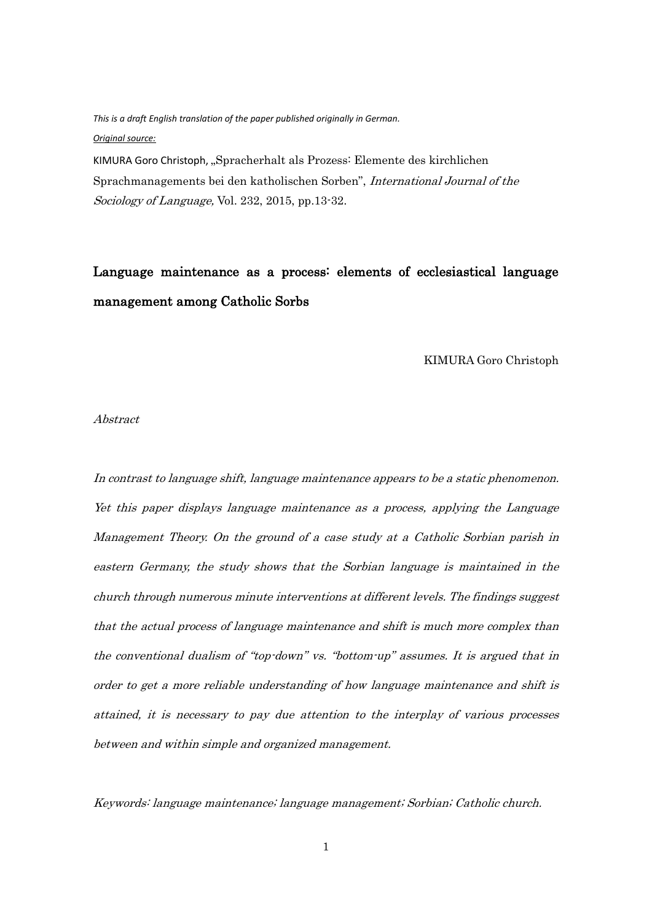*This is a draft English translation of the paper published originally in German.*

*Original source:*

KIMURA Goro Christoph, „Spracherhalt als Prozess: Elemente des kirchlichen Sprachmanagements bei den katholischen Sorben", *International Journal of the Sociology of Language,* Vol. 232, 2015, pp.13-32.

# Language maintenance as a process: elements of ecclesiastical language management among Catholic Sorbs

KIMURA Goro Christoph

*Abstract*

*In contrast to language shift, language maintenance appears to be a static phenomenon. Yet this paper displays language maintenance as a process, applying the Language Management Theory. On the ground of a case study at a Catholic Sorbian parish in eastern Germany, the study shows that the Sorbian language is maintained in the church through numerous minute interventions at different levels. The findings suggest that the actual process of language maintenance and shift is much more complex than the conventional dualism of "top-down" vs. "bottom-up" assumes. It is argued that in order to get a more reliable understanding of how language maintenance and shift is attained, it is necessary to pay due attention to the interplay of various processes between and within simple and organized management.*

*Keywords: language maintenance; language management; Sorbian; Catholic church.*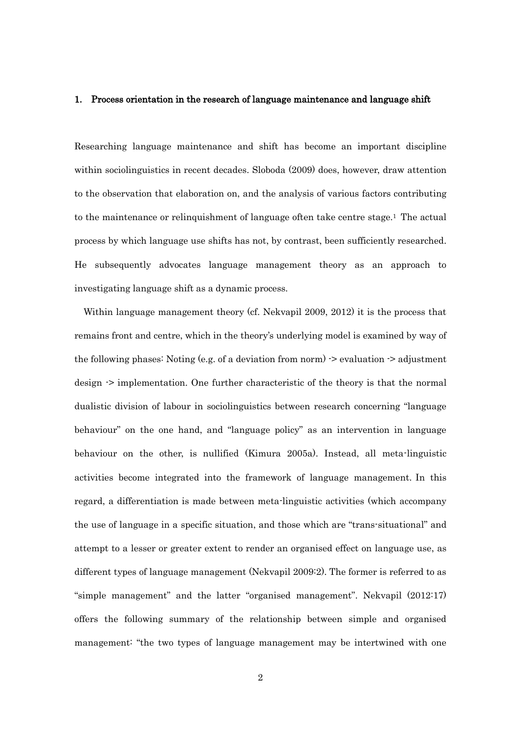## 1. Process orientation in the research of language maintenance and language shift

Researching language maintenance and shift has become an important discipline within sociolinguistics in recent decades. Sloboda (2009) does, however, draw attention to the observation that elaboration on, and the analysis of various factors contributing to the maintenance or relinquishment of language often take centre stage.[1] The actual process by which language use shifts has not, by contrast, been sufficiently researched. He subsequently advocates language management theory as an approach to investigating language shift as a dynamic process.

Within language management theory (cf. Nekvapil 2009, 2012) it is the process that remains front and centre, which in the theory's underlying model is examined by way of the following phases: Noting (e.g. of a deviation from norm) -> evaluation -> adjustment design -> implementation. One further characteristic of the theory is that the normal dualistic division of labour in sociolinguistics between research concerning "language behaviour" on the one hand, and "language policy" as an intervention in language behaviour on the other, is nullified (Kimura 2005a). Instead, all meta-linguistic activities become integrated into the framework of language management. In this regard, a differentiation is made between meta-linguistic activities (which accompany the use of language in a specific situation, and those which are "trans-situational" and attempt to a lesser or greater extent to render an organised effect on language use, as different types of language management (Nekvapil 2009:2). The former is referred to as "simple management" and the latter "organised management". Nekvapil (2012:17) offers the following summary of the relationship between simple and organised management: "the two types of language management may be intertwined with one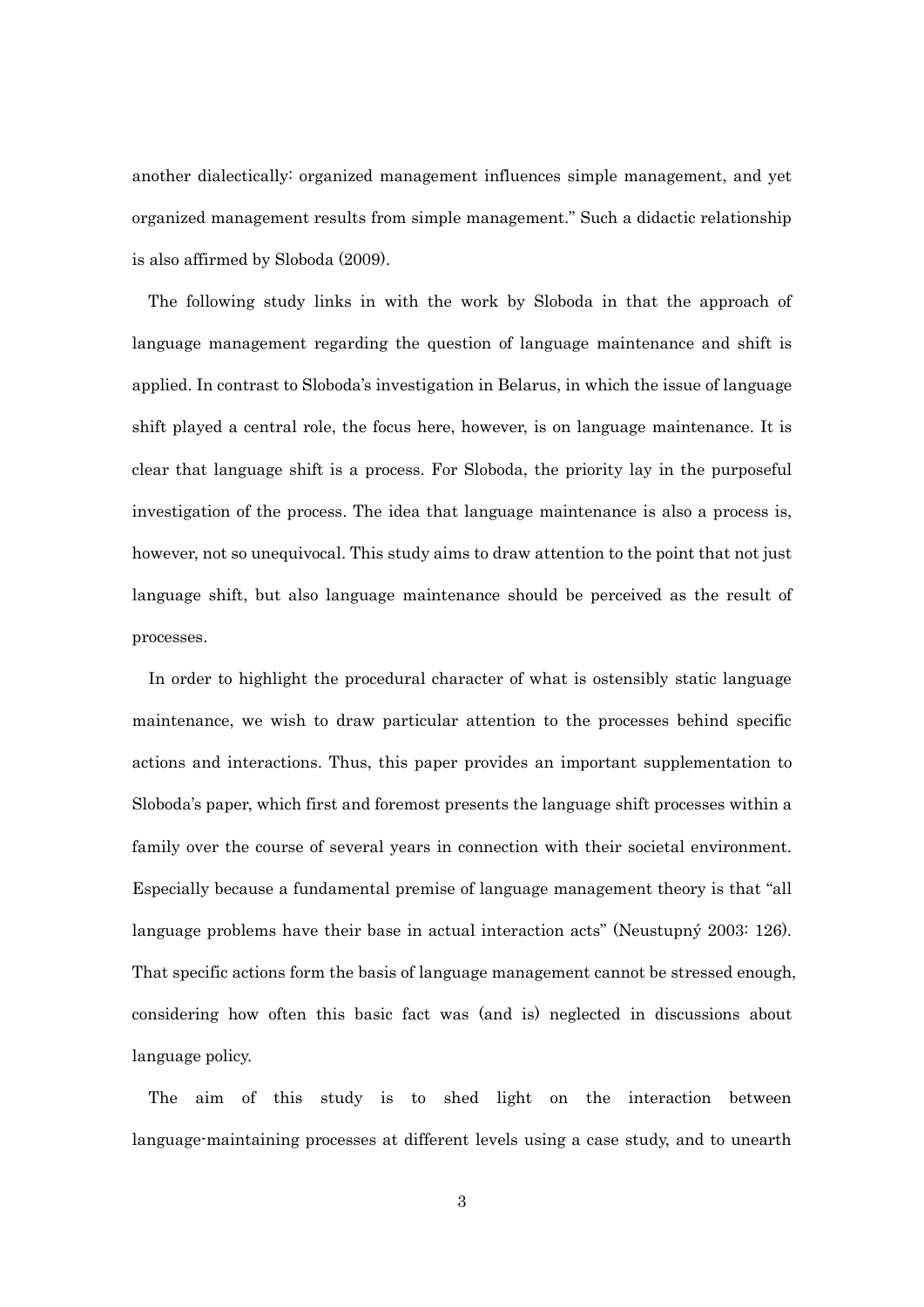another dialectically: organized management influences simple management, and yet organized management results from simple management." Such a didactic relationship is also affirmed by Sloboda (2009).

The following study links in with the work by Sloboda in that the approach of language management regarding the question of language maintenance and shift is applied. In contrast to Sloboda's investigation in Belarus, in which the issue of language shift played a central role, the focus here, however, is on language maintenance. It is clear that language shift is a process. For Sloboda, the priority lay in the purposeful investigation of the process. The idea that language maintenance is also a process is, however, not so unequivocal. This study aims to draw attention to the point that not just language shift, but also language maintenance should be perceived as the result of processes.

In order to highlight the procedural character of what is ostensibly static language maintenance, we wish to draw particular attention to the processes behind specific actions and interactions. Thus, this paper provides an important supplementation to Sloboda's paper, which first and foremost presents the language shift processes within a family over the course of several years in connection with their societal environment. Especially because a fundamental premise of language management theory is that "all language problems have their base in actual interaction acts" (Neustupný 2003: 126). That specific actions form the basis of language management cannot be stressed enough, considering how often this basic fact was (and is) neglected in discussions about language policy.

The aim of this study is to shed light on the interaction between language-maintaining processes at different levels using a case study, and to unearth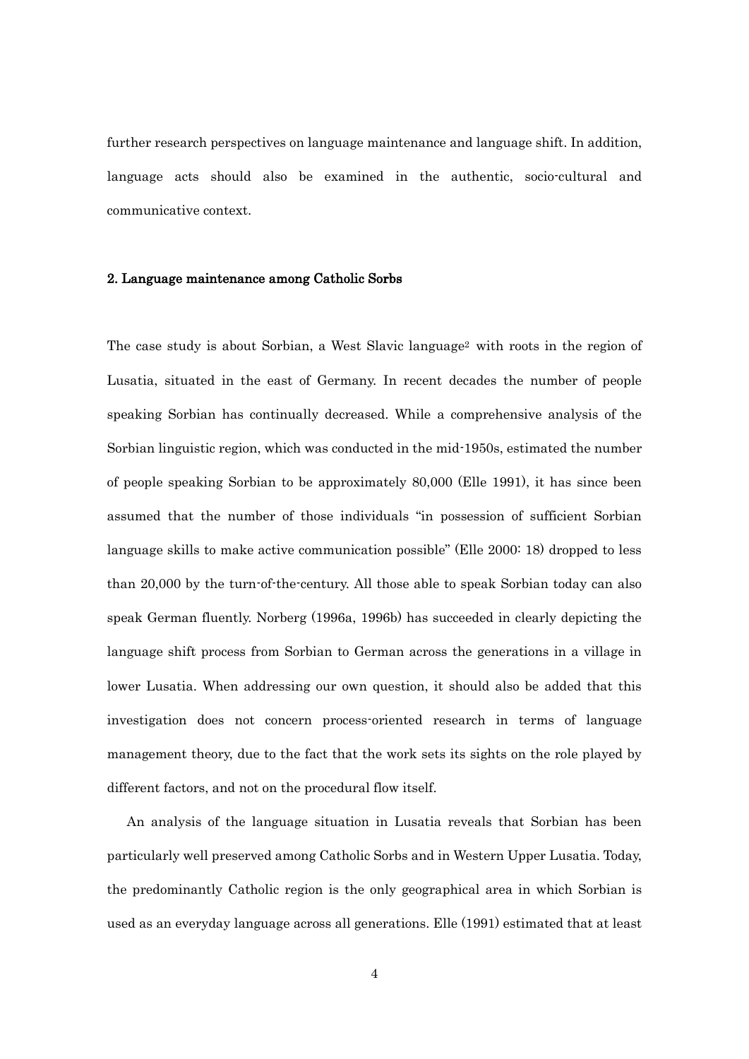further research perspectives on language maintenance and language shift. In addition, language acts should also be examined in the authentic, socio-cultural and communicative context.

## 2. Language maintenance among Catholic Sorbs

The case study is about Sorbian, a West Slavic language[2] with roots in the region of Lusatia, situated in the east of Germany. In recent decades the number of people speaking Sorbian has continually decreased. While a comprehensive analysis of the Sorbian linguistic region, which was conducted in the mid-1950s, estimated the number of people speaking Sorbian to be approximately 80,000 (Elle 1991), it has since been assumed that the number of those individuals "in possession of sufficient Sorbian language skills to make active communication possible" (Elle 2000: 18) dropped to less than 20,000 by the turn-of-the-century. All those able to speak Sorbian today can also speak German fluently. Norberg (1996a, 1996b) has succeeded in clearly depicting the language shift process from Sorbian to German across the generations in a village in lower Lusatia. When addressing our own question, it should also be added that this investigation does not concern process-oriented research in terms of language management theory, due to the fact that the work sets its sights on the role played by different factors, and not on the procedural flow itself.

An analysis of the language situation in Lusatia reveals that Sorbian has been particularly well preserved among Catholic Sorbs and in Western Upper Lusatia. Today, the predominantly Catholic region is the only geographical area in which Sorbian is used as an everyday language across all generations. Elle (1991) estimated that at least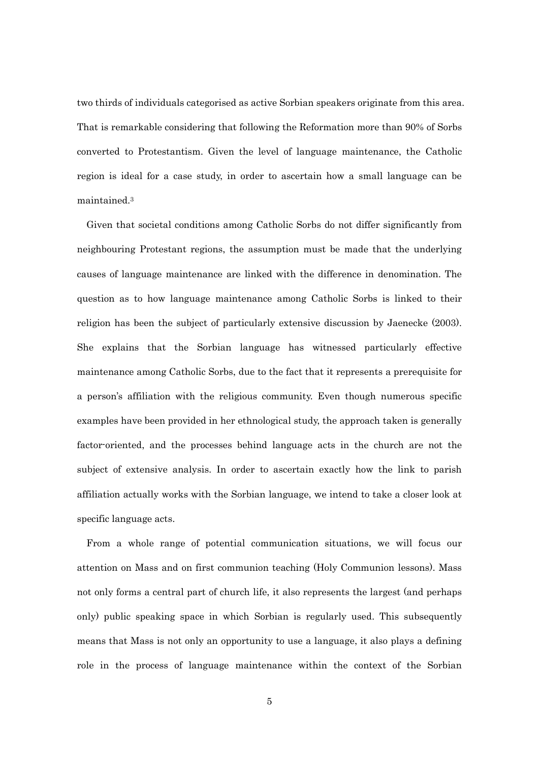two thirds of individuals categorised as active Sorbian speakers originate from this area. That is remarkable considering that following the Reformation more than 90% of Sorbs converted to Protestantism. Given the level of language maintenance, the Catholic region is ideal for a case study, in order to ascertain how a small language can be maintained.[3]

Given that societal conditions among Catholic Sorbs do not differ significantly from neighbouring Protestant regions, the assumption must be made that the underlying causes of language maintenance are linked with the difference in denomination. The question as to how language maintenance among Catholic Sorbs is linked to their religion has been the subject of particularly extensive discussion by Jaenecke (2003). She explains that the Sorbian language has witnessed particularly effective maintenance among Catholic Sorbs, due to the fact that it represents a prerequisite for a person's affiliation with the religious community. Even though numerous specific examples have been provided in her ethnological study, the approach taken is generally factor-oriented, and the processes behind language acts in the church are not the subject of extensive analysis. In order to ascertain exactly how the link to parish affiliation actually works with the Sorbian language, we intend to take a closer look at specific language acts.

From a whole range of potential communication situations, we will focus our attention on Mass and on first communion teaching (Holy Communion lessons). Mass not only forms a central part of church life, it also represents the largest (and perhaps only) public speaking space in which Sorbian is regularly used. This subsequently means that Mass is not only an opportunity to use a language, it also plays a defining role in the process of language maintenance within the context of the Sorbian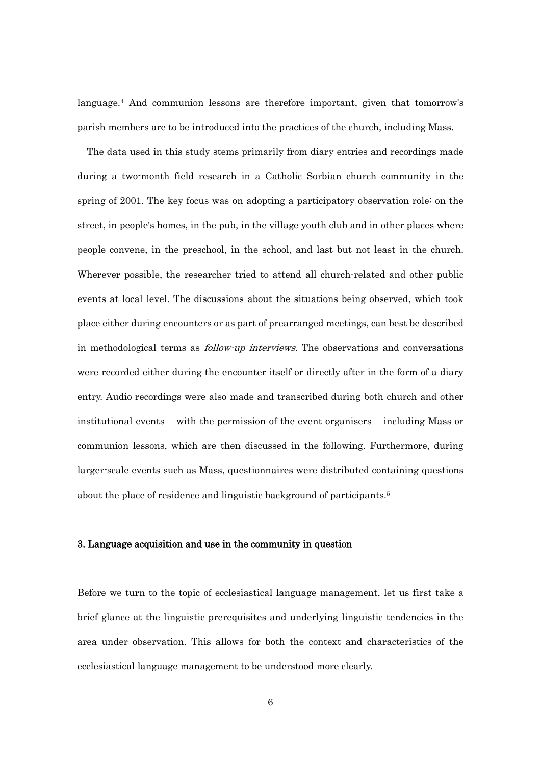language.[4] And communion lessons are therefore important, given that tomorrow's parish members are to be introduced into the practices of the church, including Mass.

The data used in this study stems primarily from diary entries and recordings made during a two-month field research in a Catholic Sorbian church community in the spring of 2001. The key focus was on adopting a participatory observation role: on the street, in people's homes, in the pub, in the village youth club and in other places where people convene, in the preschool, in the school, and last but not least in the church. Wherever possible, the researcher tried to attend all church-related and other public events at local level. The discussions about the situations being observed, which took place either during encounters or as part of prearranged meetings, can best be described in methodological terms as *follow-up interviews*. The observations and conversations were recorded either during the encounter itself or directly after in the form of a diary entry. Audio recordings were also made and transcribed during both church and other institutional events – with the permission of the event organisers – including Mass or communion lessons, which are then discussed in the following. Furthermore, during larger-scale events such as Mass, questionnaires were distributed containing questions about the place of residence and linguistic background of participants.[5]

### 3. Language acquisition and use in the community in question

Before we turn to the topic of ecclesiastical language management, let us first take a brief glance at the linguistic prerequisites and underlying linguistic tendencies in the area under observation. This allows for both the context and characteristics of the ecclesiastical language management to be understood more clearly.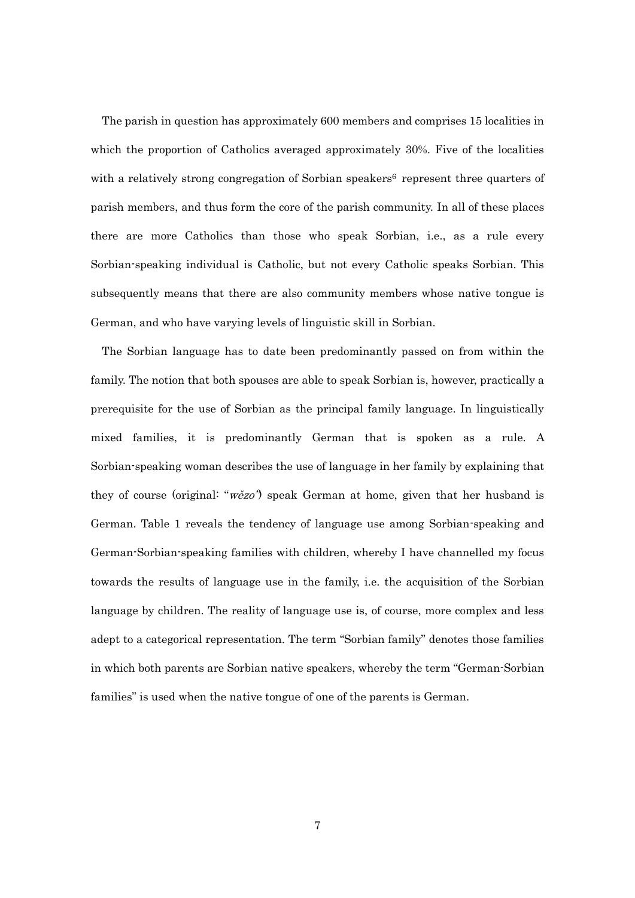The parish in question has approximately 600 members and comprises 15 localities in which the proportion of Catholics averaged approximately 30%. Five of the localities with a relatively strong congregation of Sorbian speakers[6] represent three quarters of parish members, and thus form the core of the parish community. In all of these places there are more Catholics than those who speak Sorbian, i.e., as a rule every Sorbian-speaking individual is Catholic, but not every Catholic speaks Sorbian. This subsequently means that there are also community members whose native tongue is German, and who have varying levels of linguistic skill in Sorbian.

The Sorbian language has to date been predominantly passed on from within the family. The notion that both spouses are able to speak Sorbian is, however, practically a prerequisite for the use of Sorbian as the principal family language. In linguistically mixed families, it is predominantly German that is spoken as a rule. A Sorbian-speaking woman describes the use of language in her family by explaining that they of course (original: "*wězo*") speak German at home, given that her husband is German. Table 1 reveals the tendency of language use among Sorbian-speaking and German-Sorbian-speaking families with children, whereby I have channelled my focus towards the results of language use in the family, i.e. the acquisition of the Sorbian language by children. The reality of language use is, of course, more complex and less adept to a categorical representation. The term "Sorbian family" denotes those families in which both parents are Sorbian native speakers, whereby the term "German-Sorbian families" is used when the native tongue of one of the parents is German.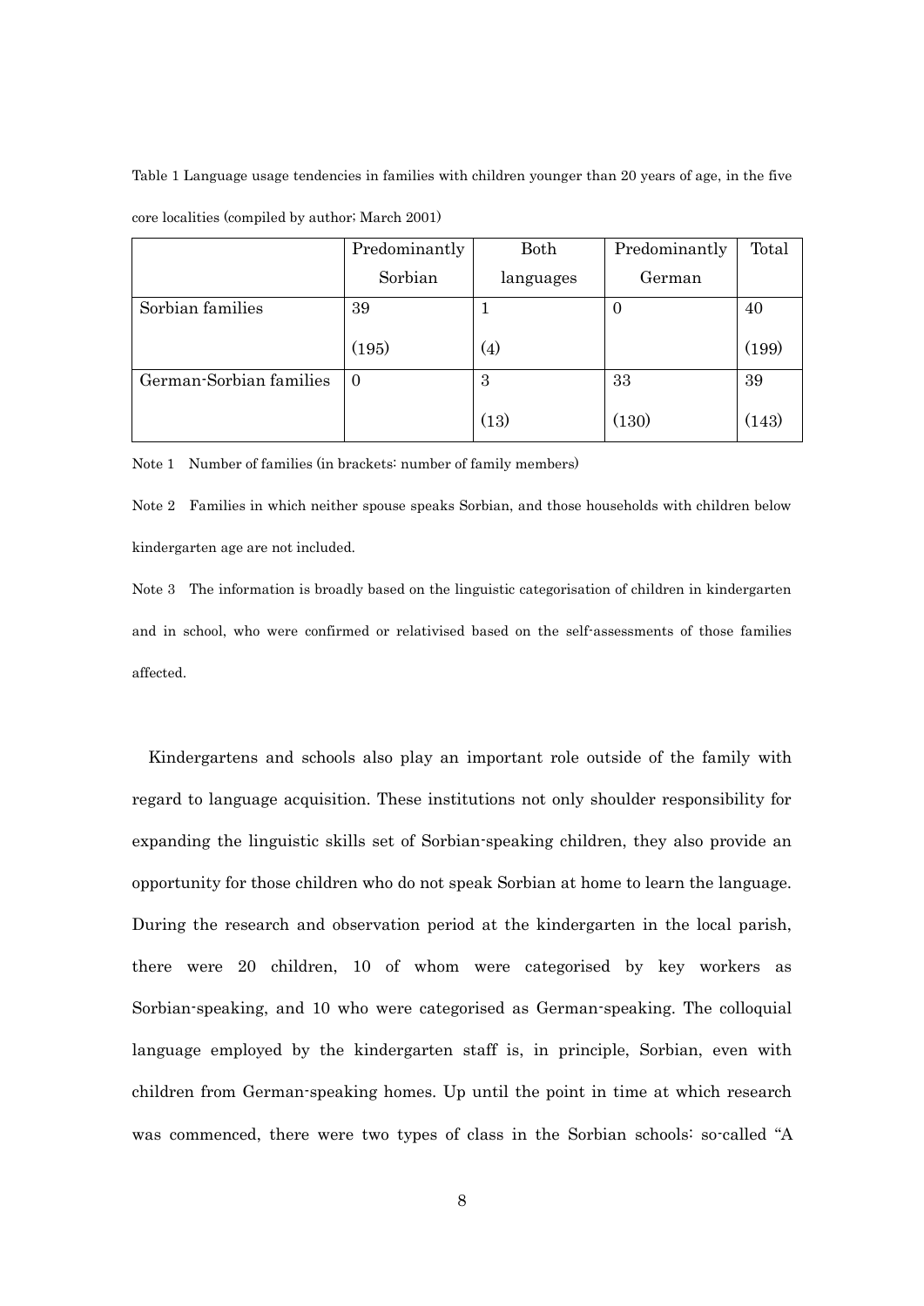Table 1 Language usage tendencies in families with children younger than 20 years of age, in the five core localities (compiled by author; March 2001)

| | Predominantly Sorbian | Both languages | Predominantly German | Total |
|---|---|---|---|---|
| Sorbian families | 39 (195) | 1 (4) | 0 | 40 (199) |
| German-Sorbian families | 0 | 3 (13) | 33 (130) | 39 (143) |

Note 1 Number of families (in brackets: number of family members)

Note 2 Families in which neither spouse speaks Sorbian, and those households with children below kindergarten age are not included.

Note 3 The information is broadly based on the linguistic categorisation of children in kindergarten and in school, who were confirmed or relativised based on the self-assessments of those families affected.

Kindergartens and schools also play an important role outside of the family with regard to language acquisition. These institutions not only shoulder responsibility for expanding the linguistic skills set of Sorbian-speaking children, they also provide an opportunity for those children who do not speak Sorbian at home to learn the language. During the research and observation period at the kindergarten in the local parish, there were 20 children, 10 of whom were categorised by key workers as Sorbian-speaking, and 10 who were categorised as German-speaking. The colloquial language employed by the kindergarten staff is, in principle, Sorbian, even with children from German-speaking homes. Up until the point in time at which research was commenced, there were two types of class in the Sorbian schools: so-called "A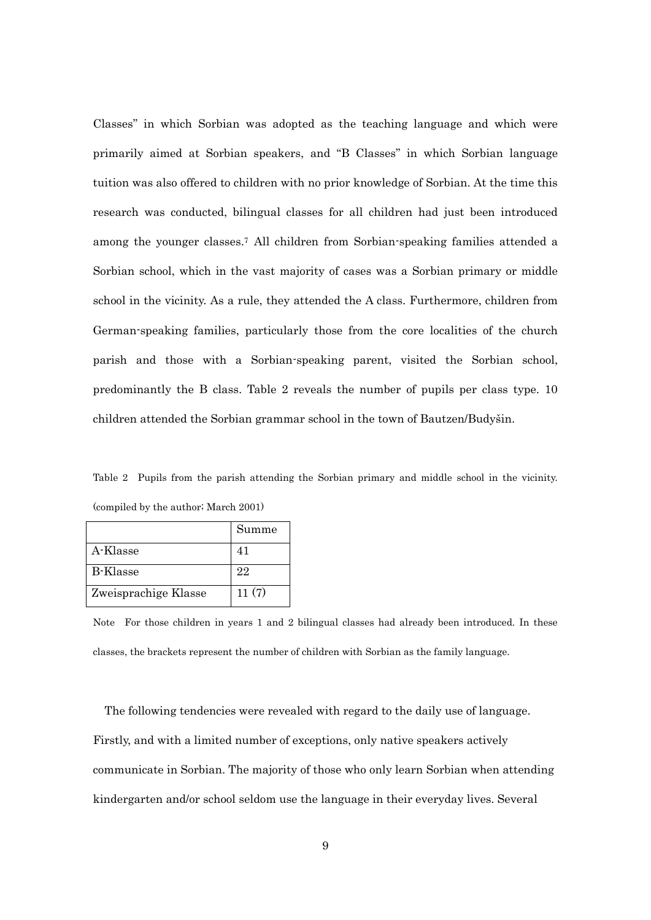Classes" in which Sorbian was adopted as the teaching language and which were primarily aimed at Sorbian speakers, and "B Classes" in which Sorbian language tuition was also offered to children with no prior knowledge of Sorbian. At the time this research was conducted, bilingual classes for all children had just been introduced among the younger classes.[7] All children from Sorbian-speaking families attended a Sorbian school, which in the vast majority of cases was a Sorbian primary or middle school in the vicinity. As a rule, they attended the A class. Furthermore, children from German-speaking families, particularly those from the core localities of the church parish and those with a Sorbian-speaking parent, visited the Sorbian school, predominantly the B class. Table 2 reveals the number of pupils per class type. 10 children attended the Sorbian grammar school in the town of Bautzen/Budyšin.

Table 2 Pupils from the parish attending the Sorbian primary and middle school in the vicinity. (compiled by the author; March 2001)

| | Summe |
|---|---|
| A-Klasse | 41 |
| B-Klasse | 22 |
| Zweisprachige Klasse | 11 (7) |

Note For those children in years 1 and 2 bilingual classes had already been introduced. In these classes, the brackets represent the number of children with Sorbian as the family language.

The following tendencies were revealed with regard to the daily use of language. Firstly, and with a limited number of exceptions, only native speakers actively communicate in Sorbian. The majority of those who only learn Sorbian when attending kindergarten and/or school seldom use the language in their everyday lives. Several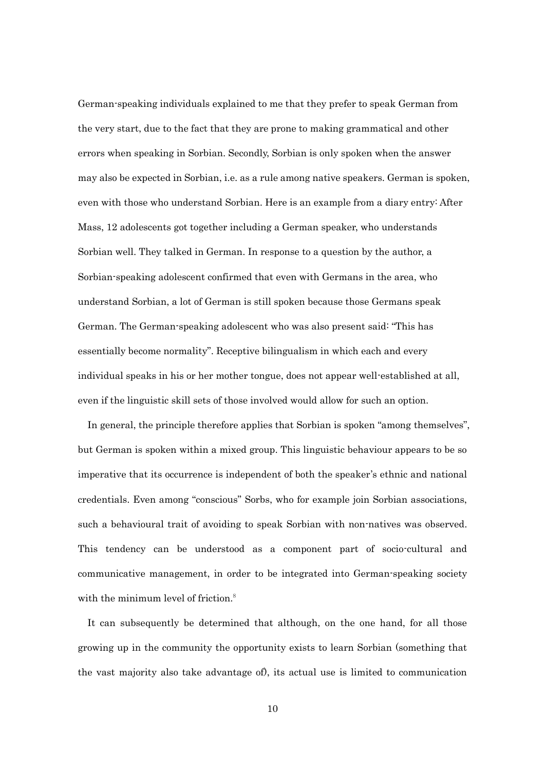German-speaking individuals explained to me that they prefer to speak German from the very start, due to the fact that they are prone to making grammatical and other errors when speaking in Sorbian. Secondly, Sorbian is only spoken when the answer may also be expected in Sorbian, i.e. as a rule among native speakers. German is spoken, even with those who understand Sorbian. Here is an example from a diary entry: After Mass, 12 adolescents got together including a German speaker, who understands Sorbian well. They talked in German. In response to a question by the author, a Sorbian-speaking adolescent confirmed that even with Germans in the area, who understand Sorbian, a lot of German is still spoken because those Germans speak German. The German-speaking adolescent who was also present said: "This has essentially become normality". Receptive bilingualism in which each and every individual speaks in his or her mother tongue, does not appear well-established at all, even if the linguistic skill sets of those involved would allow for such an option.

In general, the principle therefore applies that Sorbian is spoken "among themselves", but German is spoken within a mixed group. This linguistic behaviour appears to be so imperative that its occurrence is independent of both the speaker's ethnic and national credentials. Even among "conscious" Sorbs, who for example join Sorbian associations, such a behavioural trait of avoiding to speak Sorbian with non-natives was observed. This tendency can be understood as a component part of socio-cultural and communicative management, in order to be integrated into German-speaking society with the minimum level of friction.[8]

It can subsequently be determined that although, on the one hand, for all those growing up in the community the opportunity exists to learn Sorbian (something that the vast majority also take advantage of), its actual use is limited to communication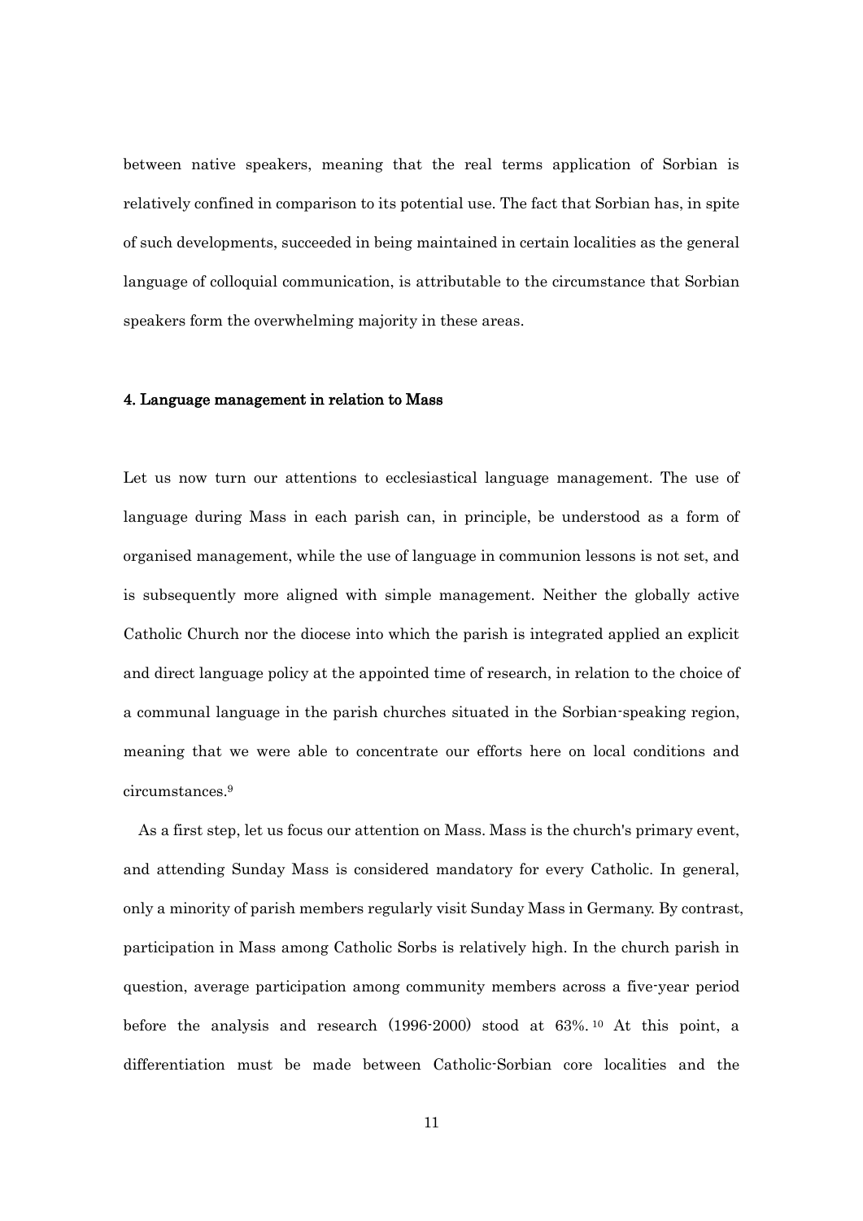between native speakers, meaning that the real terms application of Sorbian is relatively confined in comparison to its potential use. The fact that Sorbian has, in spite of such developments, succeeded in being maintained in certain localities as the general language of colloquial communication, is attributable to the circumstance that Sorbian speakers form the overwhelming majority in these areas.

#### 4. Language management in relation to Mass

Let us now turn our attentions to ecclesiastical language management. The use of language during Mass in each parish can, in principle, be understood as a form of organised management, while the use of language in communion lessons is not set, and is subsequently more aligned with simple management. Neither the globally active Catholic Church nor the diocese into which the parish is integrated applied an explicit and direct language policy at the appointed time of research, in relation to the choice of a communal language in the parish churches situated in the Sorbian-speaking region, meaning that we were able to concentrate our efforts here on local conditions and circumstances.[9]

As a first step, let us focus our attention on Mass. Mass is the church's primary event, and attending Sunday Mass is considered mandatory for every Catholic. In general, only a minority of parish members regularly visit Sunday Mass in Germany. By contrast, participation in Mass among Catholic Sorbs is relatively high. In the church parish in question, average participation among community members across a five-year period before the analysis and research (1996-2000) stood at 63%.[10] At this point, a differentiation must be made between Catholic-Sorbian core localities and the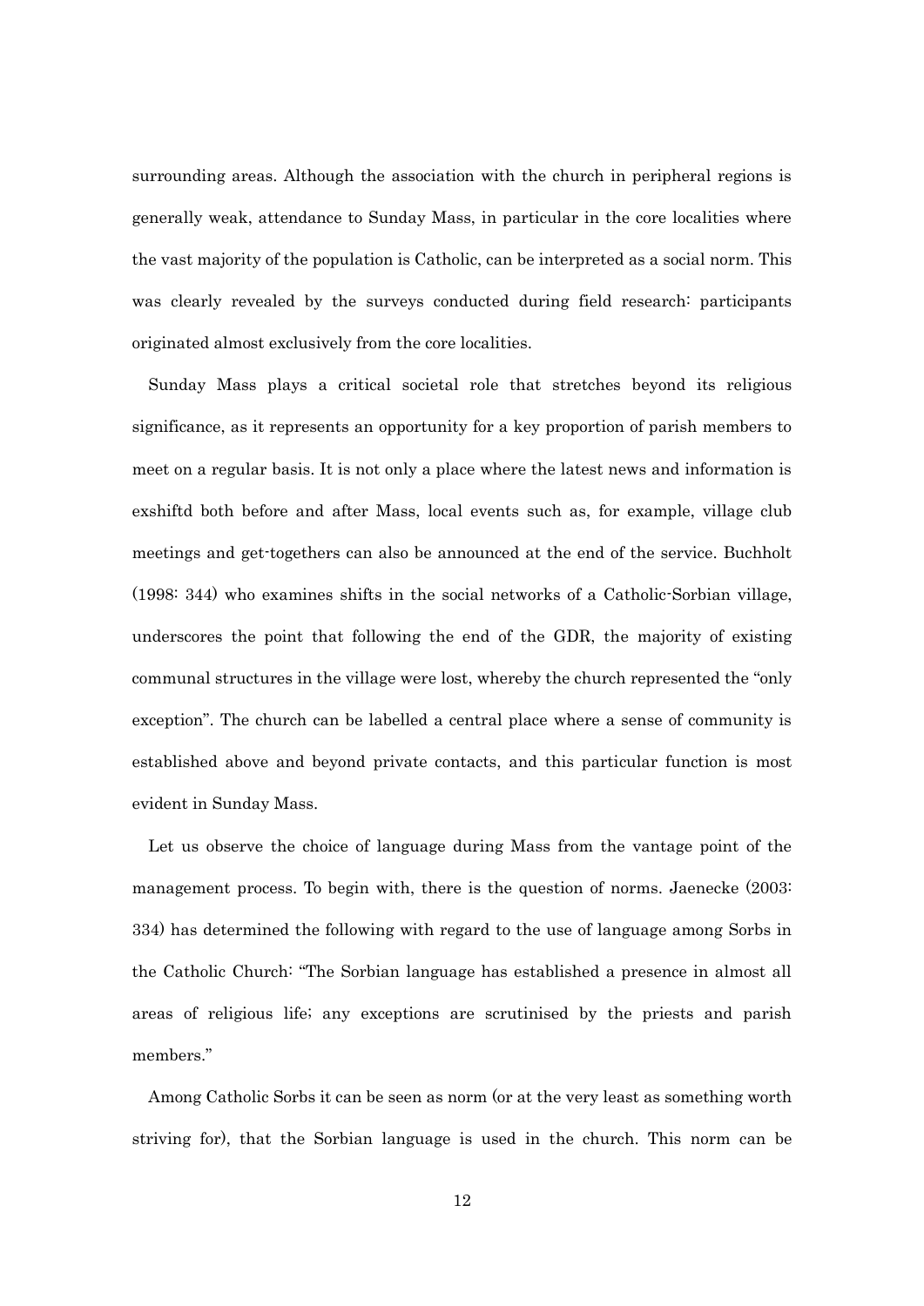surrounding areas. Although the association with the church in peripheral regions is generally weak, attendance to Sunday Mass, in particular in the core localities where the vast majority of the population is Catholic, can be interpreted as a social norm. This was clearly revealed by the surveys conducted during field research: participants originated almost exclusively from the core localities.

Sunday Mass plays a critical societal role that stretches beyond its religious significance, as it represents an opportunity for a key proportion of parish members to meet on a regular basis. It is not only a place where the latest news and information is exshiftd both before and after Mass, local events such as, for example, village club meetings and get-togethers can also be announced at the end of the service. Buchholt (1998: 344) who examines shifts in the social networks of a Catholic-Sorbian village, underscores the point that following the end of the GDR, the majority of existing communal structures in the village were lost, whereby the church represented the "only exception". The church can be labelled a central place where a sense of community is established above and beyond private contacts, and this particular function is most evident in Sunday Mass.

Let us observe the choice of language during Mass from the vantage point of the management process. To begin with, there is the question of norms. Jaenecke (2003: 334) has determined the following with regard to the use of language among Sorbs in the Catholic Church: "The Sorbian language has established a presence in almost all areas of religious life; any exceptions are scrutinised by the priests and parish members."

Among Catholic Sorbs it can be seen as norm (or at the very least as something worth striving for), that the Sorbian language is used in the church. This norm can be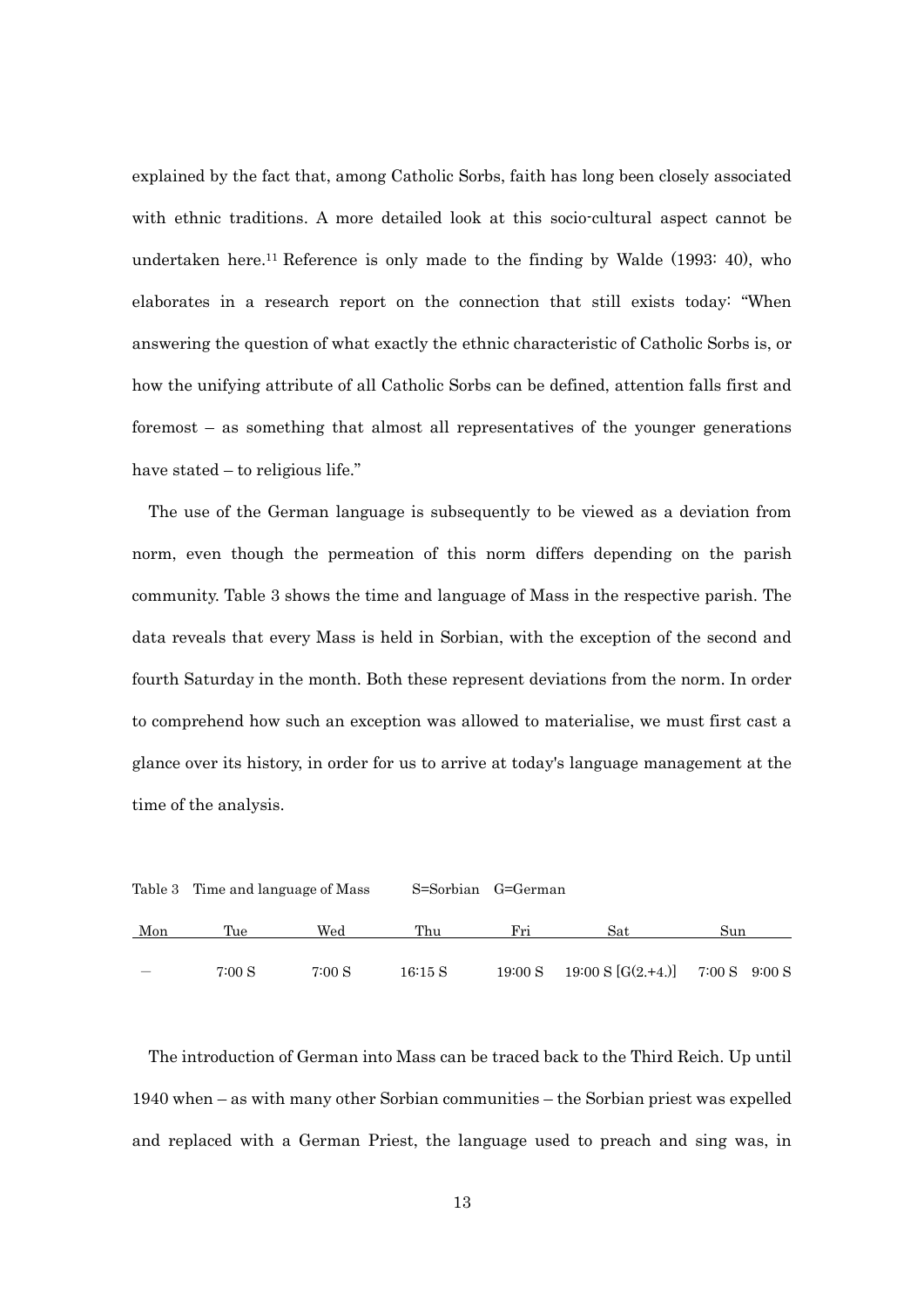explained by the fact that, among Catholic Sorbs, faith has long been closely associated with ethnic traditions. A more detailed look at this socio-cultural aspect cannot be undertaken here.[11] Reference is only made to the finding by Walde (1993: 40), who elaborates in a research report on the connection that still exists today: "When answering the question of what exactly the ethnic characteristic of Catholic Sorbs is, or how the unifying attribute of all Catholic Sorbs can be defined, attention falls first and foremost – as something that almost all representatives of the younger generations have stated – to religious life."

The use of the German language is subsequently to be viewed as a deviation from norm, even though the permeation of this norm differs depending on the parish community. Table 3 shows the time and language of Mass in the respective parish. The data reveals that every Mass is held in Sorbian, with the exception of the second and fourth Saturday in the month. Both these represent deviations from the norm. In order to comprehend how such an exception was allowed to materialise, we must first cast a glance over its history, in order for us to arrive at today's language management at the time of the analysis.

Table 3 Time and language of Mass S=Sorbian G=German

| Mon | Tue | Wed | Thu | Fri | Sat | Sun | |
|---|---|---|---|---|---|---|---|
| – | 7:00 S | 7:00 S | 16:15 S | 19:00 S | 19:00 S [G(2.+4.)] | 7:00 S | 9:00 S |

The introduction of German into Mass can be traced back to the Third Reich. Up until 1940 when – as with many other Sorbian communities – the Sorbian priest was expelled and replaced with a German Priest, the language used to preach and sing was, in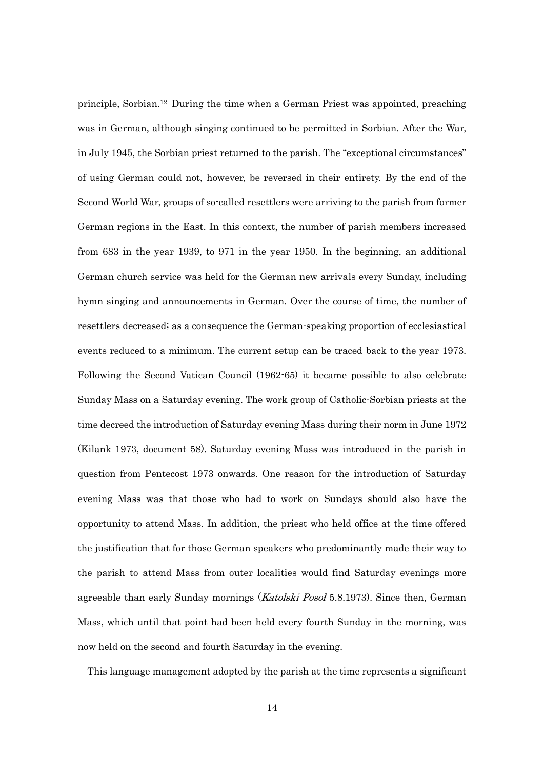principle, Sorbian.[12] During the time when a German Priest was appointed, preaching was in German, although singing continued to be permitted in Sorbian. After the War, in July 1945, the Sorbian priest returned to the parish. The "exceptional circumstances" of using German could not, however, be reversed in their entirety. By the end of the Second World War, groups of so-called resettlers were arriving to the parish from former German regions in the East. In this context, the number of parish members increased from 683 in the year 1939, to 971 in the year 1950. In the beginning, an additional German church service was held for the German new arrivals every Sunday, including hymn singing and announcements in German. Over the course of time, the number of resettlers decreased; as a consequence the German-speaking proportion of ecclesiastical events reduced to a minimum. The current setup can be traced back to the year 1973. Following the Second Vatican Council (1962-65) it became possible to also celebrate Sunday Mass on a Saturday evening. The work group of Catholic-Sorbian priests at the time decreed the introduction of Saturday evening Mass during their norm in June 1972 (Kilank 1973, document 58). Saturday evening Mass was introduced in the parish in question from Pentecost 1973 onwards. One reason for the introduction of Saturday evening Mass was that those who had to work on Sundays should also have the opportunity to attend Mass. In addition, the priest who held office at the time offered the justification that for those German speakers who predominantly made their way to the parish to attend Mass from outer localities would find Saturday evenings more agreeable than early Sunday mornings (*Katolski Posoł* 5.8.1973). Since then, German Mass, which until that point had been held every fourth Sunday in the morning, was now held on the second and fourth Saturday in the evening.

This language management adopted by the parish at the time represents a significant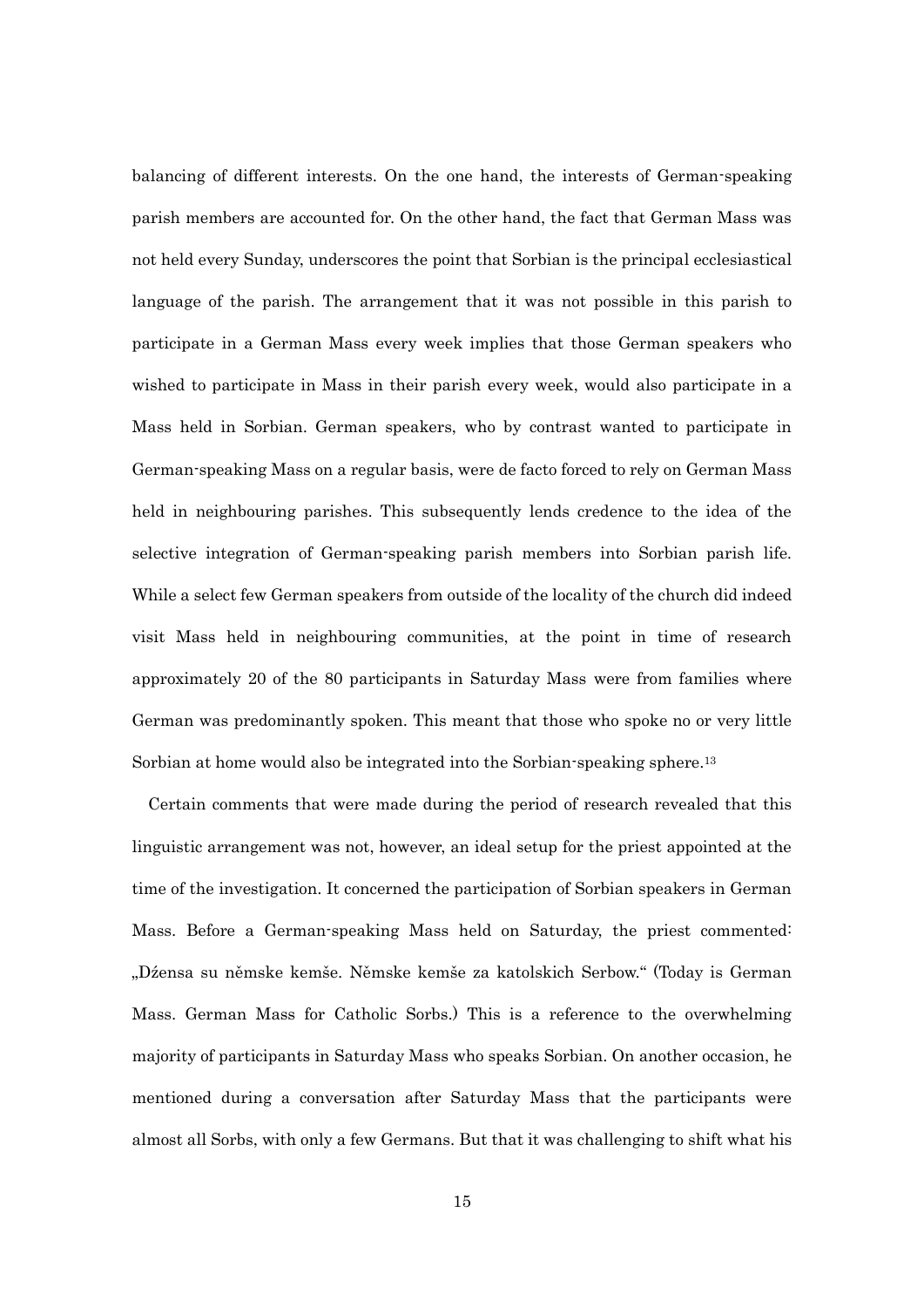balancing of different interests. On the one hand, the interests of German-speaking parish members are accounted for. On the other hand, the fact that German Mass was not held every Sunday, underscores the point that Sorbian is the principal ecclesiastical language of the parish. The arrangement that it was not possible in this parish to participate in a German Mass every week implies that those German speakers who wished to participate in Mass in their parish every week, would also participate in a Mass held in Sorbian. German speakers, who by contrast wanted to participate in German-speaking Mass on a regular basis, were de facto forced to rely on German Mass held in neighbouring parishes. This subsequently lends credence to the idea of the selective integration of German-speaking parish members into Sorbian parish life. While a select few German speakers from outside of the locality of the church did indeed visit Mass held in neighbouring communities, at the point in time of research approximately 20 of the 80 participants in Saturday Mass were from families where German was predominantly spoken. This meant that those who spoke no or very little Sorbian at home would also be integrated into the Sorbian-speaking sphere.[13]

Certain comments that were made during the period of research revealed that this linguistic arrangement was not, however, an ideal setup for the priest appointed at the time of the investigation. It concerned the participation of Sorbian speakers in German Mass. Before a German-speaking Mass held on Saturday, the priest commented: „Dźensa su němske kemše. Němske kemše za katolskich Serbow." (Today is German Mass. German Mass for Catholic Sorbs.) This is a reference to the overwhelming majority of participants in Saturday Mass who speaks Sorbian. On another occasion, he mentioned during a conversation after Saturday Mass that the participants were almost all Sorbs, with only a few Germans. But that it was challenging to shift what his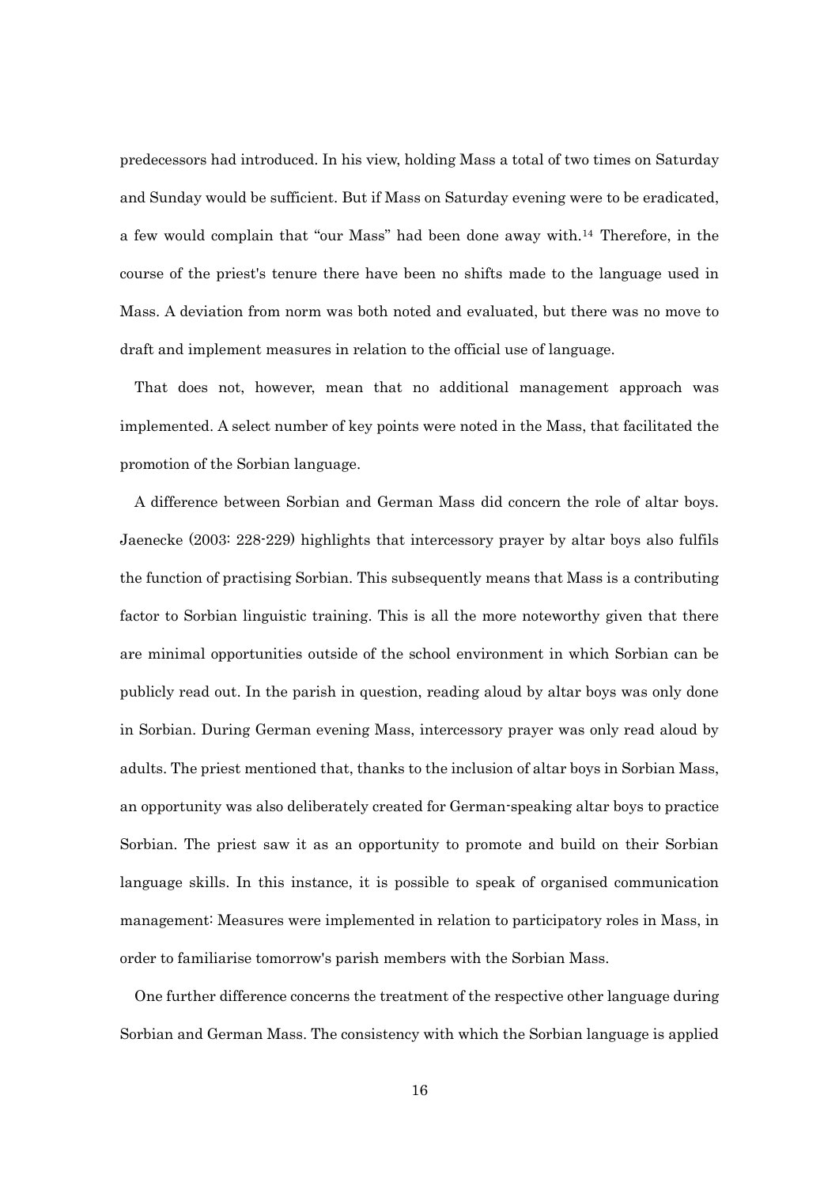predecessors had introduced. In his view, holding Mass a total of two times on Saturday and Sunday would be sufficient. But if Mass on Saturday evening were to be eradicated, a few would complain that "our Mass" had been done away with.[14] Therefore, in the course of the priest's tenure there have been no shifts made to the language used in Mass. A deviation from norm was both noted and evaluated, but there was no move to draft and implement measures in relation to the official use of language.

That does not, however, mean that no additional management approach was implemented. A select number of key points were noted in the Mass, that facilitated the promotion of the Sorbian language.

A difference between Sorbian and German Mass did concern the role of altar boys. Jaenecke (2003: 228-229) highlights that intercessory prayer by altar boys also fulfils the function of practising Sorbian. This subsequently means that Mass is a contributing factor to Sorbian linguistic training. This is all the more noteworthy given that there are minimal opportunities outside of the school environment in which Sorbian can be publicly read out. In the parish in question, reading aloud by altar boys was only done in Sorbian. During German evening Mass, intercessory prayer was only read aloud by adults. The priest mentioned that, thanks to the inclusion of altar boys in Sorbian Mass, an opportunity was also deliberately created for German-speaking altar boys to practice Sorbian. The priest saw it as an opportunity to promote and build on their Sorbian language skills. In this instance, it is possible to speak of organised communication management: Measures were implemented in relation to participatory roles in Mass, in order to familiarise tomorrow's parish members with the Sorbian Mass.

One further difference concerns the treatment of the respective other language during Sorbian and German Mass. The consistency with which the Sorbian language is applied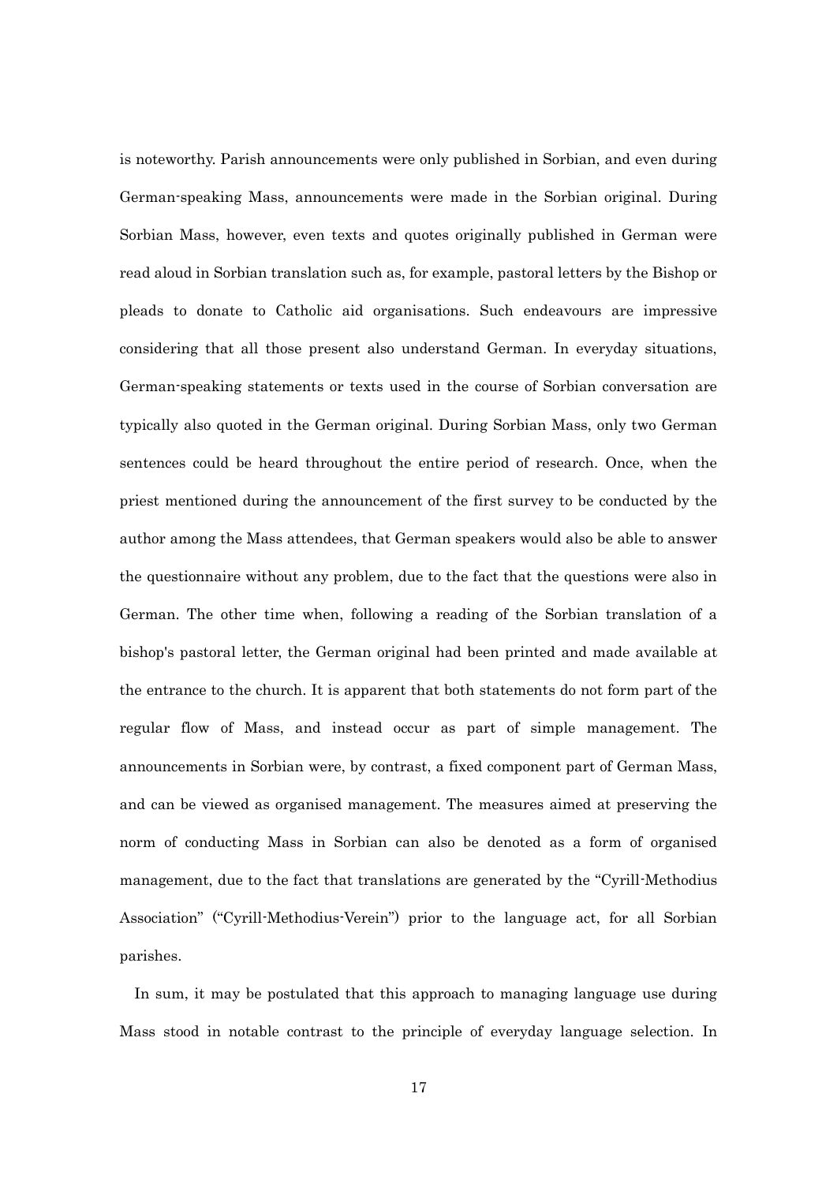is noteworthy. Parish announcements were only published in Sorbian, and even during German-speaking Mass, announcements were made in the Sorbian original. During Sorbian Mass, however, even texts and quotes originally published in German were read aloud in Sorbian translation such as, for example, pastoral letters by the Bishop or pleads to donate to Catholic aid organisations. Such endeavours are impressive considering that all those present also understand German. In everyday situations, German-speaking statements or texts used in the course of Sorbian conversation are typically also quoted in the German original. During Sorbian Mass, only two German sentences could be heard throughout the entire period of research. Once, when the priest mentioned during the announcement of the first survey to be conducted by the author among the Mass attendees, that German speakers would also be able to answer the questionnaire without any problem, due to the fact that the questions were also in German. The other time when, following a reading of the Sorbian translation of a bishop's pastoral letter, the German original had been printed and made available at the entrance to the church. It is apparent that both statements do not form part of the regular flow of Mass, and instead occur as part of simple management. The announcements in Sorbian were, by contrast, a fixed component part of German Mass, and can be viewed as organised management. The measures aimed at preserving the norm of conducting Mass in Sorbian can also be denoted as a form of organised management, due to the fact that translations are generated by the "Cyrill-Methodius Association" ("Cyrill-Methodius-Verein") prior to the language act, for all Sorbian parishes.

In sum, it may be postulated that this approach to managing language use during Mass stood in notable contrast to the principle of everyday language selection. In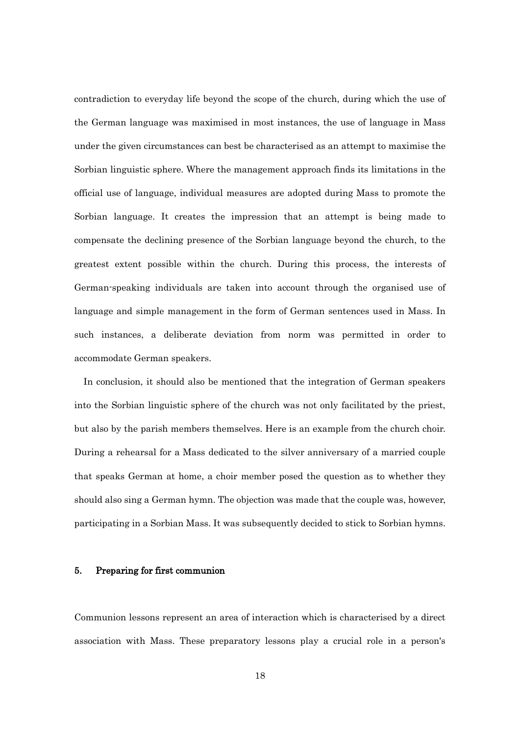contradiction to everyday life beyond the scope of the church, during which the use of the German language was maximised in most instances, the use of language in Mass under the given circumstances can best be characterised as an attempt to maximise the Sorbian linguistic sphere. Where the management approach finds its limitations in the official use of language, individual measures are adopted during Mass to promote the Sorbian language. It creates the impression that an attempt is being made to compensate the declining presence of the Sorbian language beyond the church, to the greatest extent possible within the church. During this process, the interests of German-speaking individuals are taken into account through the organised use of language and simple management in the form of German sentences used in Mass. In such instances, a deliberate deviation from norm was permitted in order to accommodate German speakers.

In conclusion, it should also be mentioned that the integration of German speakers into the Sorbian linguistic sphere of the church was not only facilitated by the priest, but also by the parish members themselves. Here is an example from the church choir. During a rehearsal for a Mass dedicated to the silver anniversary of a married couple that speaks German at home, a choir member posed the question as to whether they should also sing a German hymn. The objection was made that the couple was, however, participating in a Sorbian Mass. It was subsequently decided to stick to Sorbian hymns.

## 5. Preparing for first communion

Communion lessons represent an area of interaction which is characterised by a direct association with Mass. These preparatory lessons play a crucial role in a person's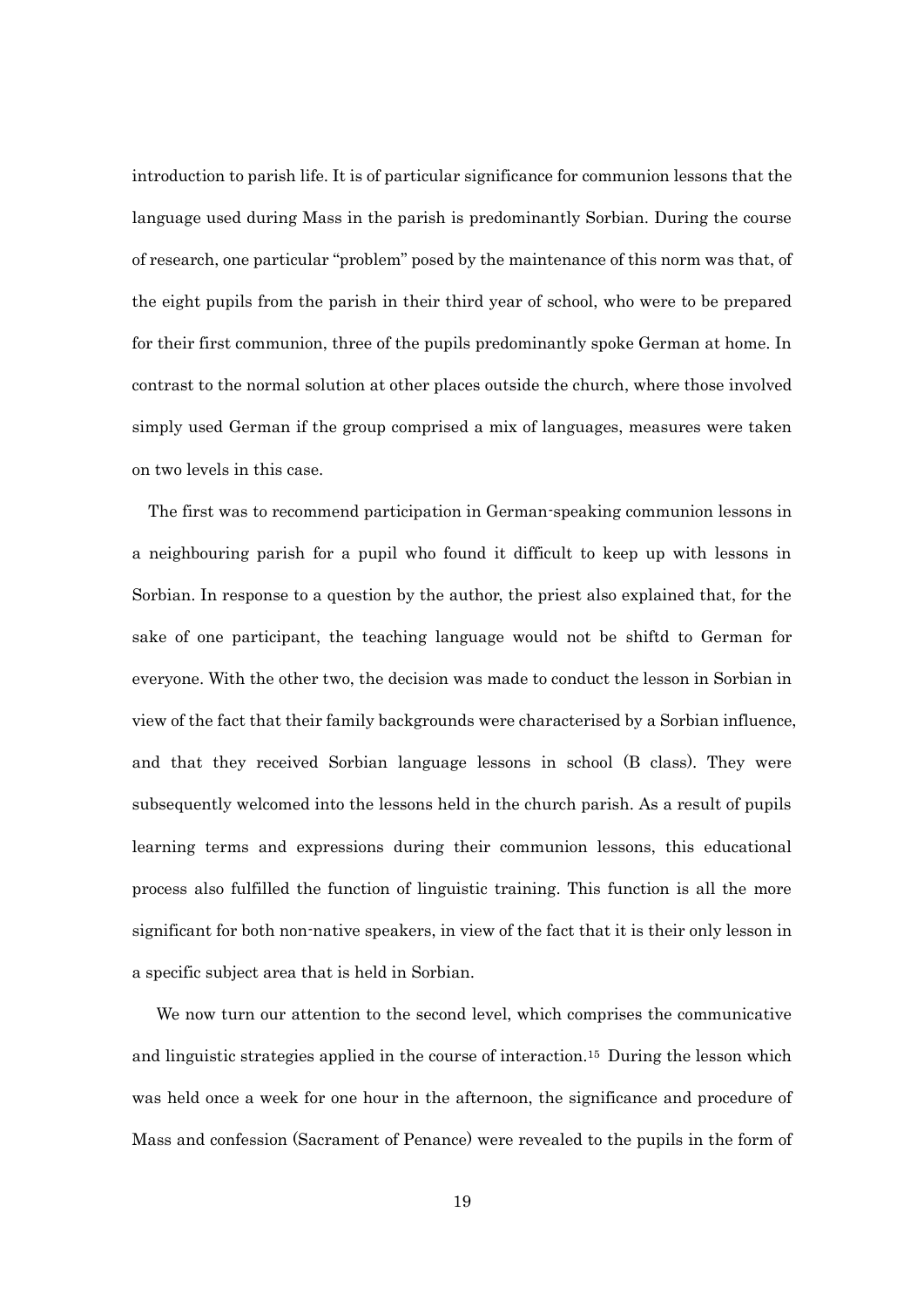introduction to parish life. It is of particular significance for communion lessons that the language used during Mass in the parish is predominantly Sorbian. During the course of research, one particular "problem" posed by the maintenance of this norm was that, of the eight pupils from the parish in their third year of school, who were to be prepared for their first communion, three of the pupils predominantly spoke German at home. In contrast to the normal solution at other places outside the church, where those involved simply used German if the group comprised a mix of languages, measures were taken on two levels in this case.

The first was to recommend participation in German-speaking communion lessons in a neighbouring parish for a pupil who found it difficult to keep up with lessons in Sorbian. In response to a question by the author, the priest also explained that, for the sake of one participant, the teaching language would not be shiftd to German for everyone. With the other two, the decision was made to conduct the lesson in Sorbian in view of the fact that their family backgrounds were characterised by a Sorbian influence, and that they received Sorbian language lessons in school (B class). They were subsequently welcomed into the lessons held in the church parish. As a result of pupils learning terms and expressions during their communion lessons, this educational process also fulfilled the function of linguistic training. This function is all the more significant for both non-native speakers, in view of the fact that it is their only lesson in a specific subject area that is held in Sorbian.

We now turn our attention to the second level, which comprises the communicative and linguistic strategies applied in the course of interaction.[15] During the lesson which was held once a week for one hour in the afternoon, the significance and procedure of Mass and confession (Sacrament of Penance) were revealed to the pupils in the form of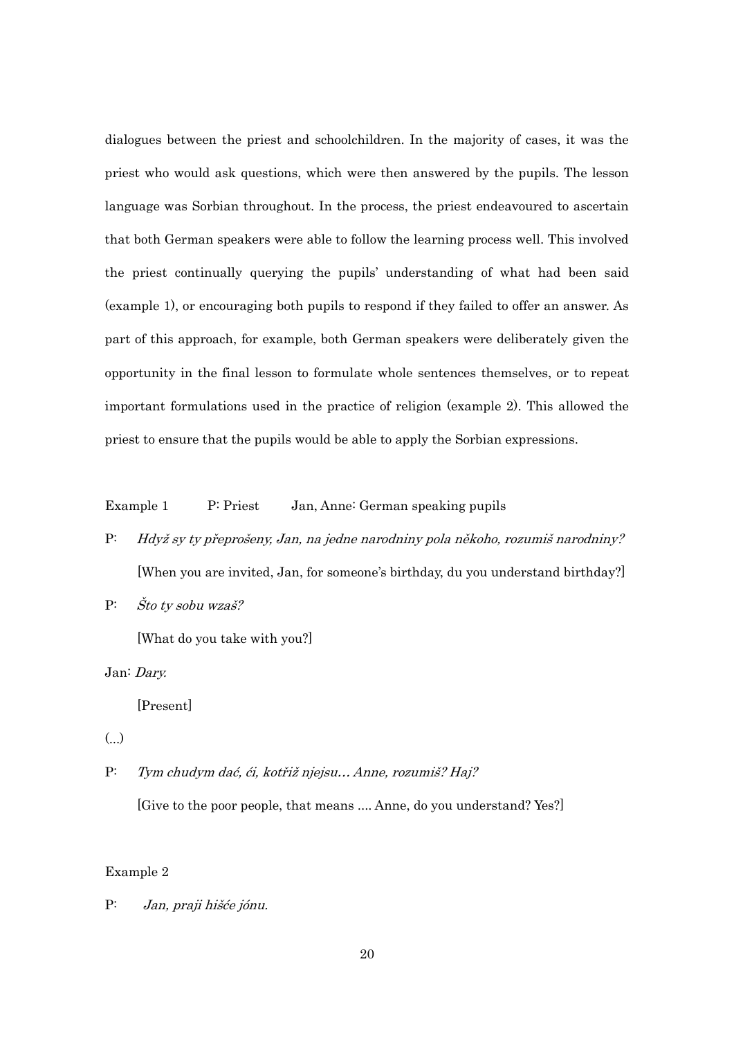dialogues between the priest and schoolchildren. In the majority of cases, it was the priest who would ask questions, which were then answered by the pupils. The lesson language was Sorbian throughout. In the process, the priest endeavoured to ascertain that both German speakers were able to follow the learning process well. This involved the priest continually querying the pupils' understanding of what had been said (example 1), or encouraging both pupils to respond if they failed to offer an answer. As part of this approach, for example, both German speakers were deliberately given the opportunity in the final lesson to formulate whole sentences themselves, or to repeat important formulations used in the practice of religion (example 2). This allowed the priest to ensure that the pupils would be able to apply the Sorbian expressions.

Example 1 P: Priest Jan, Anne: German speaking pupils

P: *Hdyž sy ty přeprošeny, Jan, na jedne narodniny pola někoho, rozumiš narodniny?*

[When you are invited, Jan, for someone's birthday, du you understand birthday?]

P: *Što ty sobu wzaš?*

[What do you take with you?]

Jan: *Dary.*

[Present]

(...)

P: *Tym chudym dać, ći, kotřiž njejsu… Anne, rozumiš? Haj?*

[Give to the poor people, that means .... Anne, do you understand? Yes?]

Example 2

P: *Jan, praji hišće jónu.*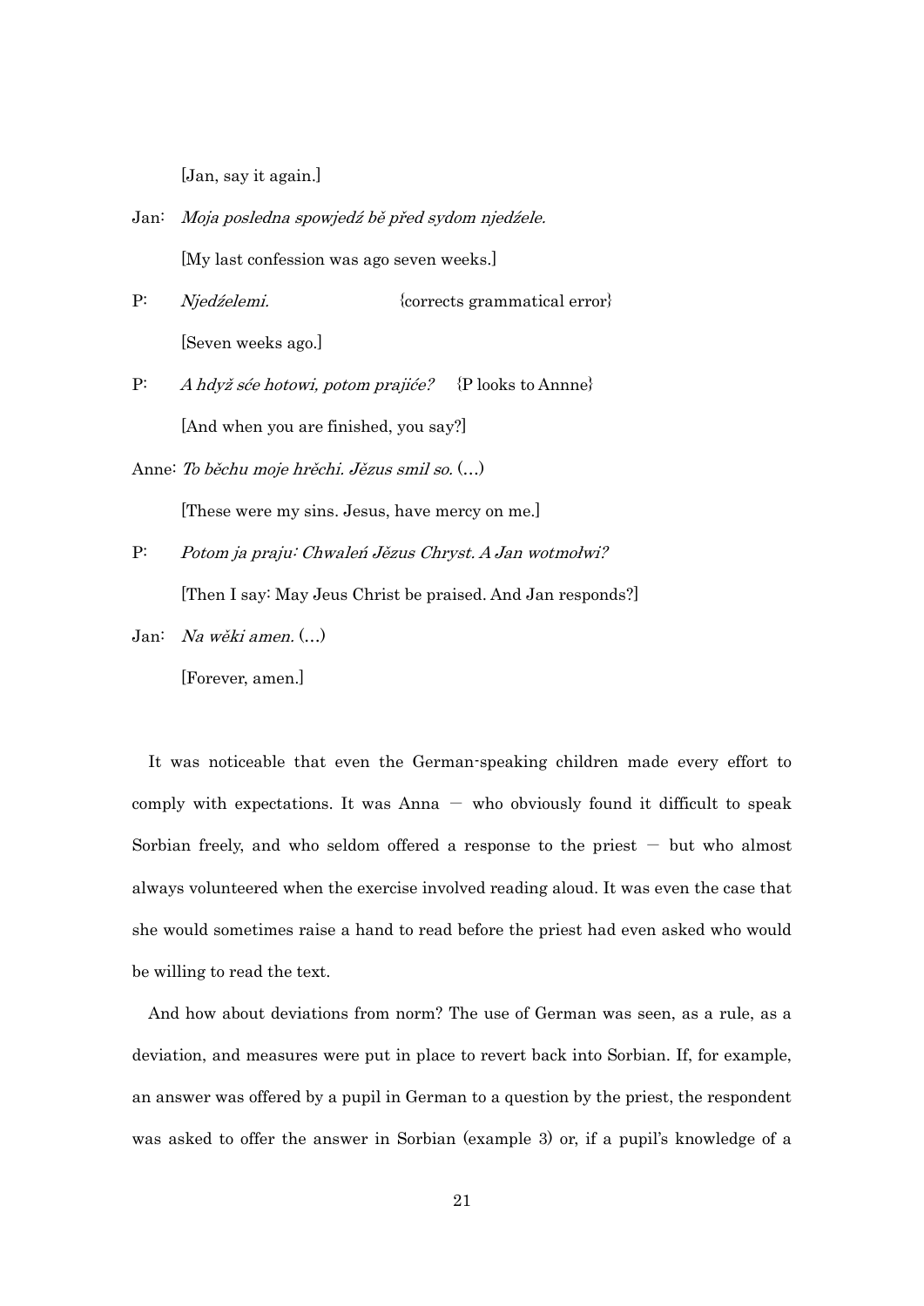[Jan, say it again.]

Jan: *Moja posledna spowjedź bě před sydom njedźele.*

[My last confession was ago seven weeks.]

P: *Njedźelemi.* {corrects grammatical error}

[Seven weeks ago.]

P: *A hdyž sće hotowi, potom prajiće?* {P looks to Annne}

[And when you are finished, you say?]

Anne: *To běchu moje hrěchi. Jězus smil so.* (…)

[These were my sins. Jesus, have mercy on me.]

P: *Potom ja praju: Chwaleń Jězus Chryst. A Jan wotmołwi?*

[Then I say: May Jeus Christ be praised. And Jan responds?]

Jan: *Na wěki amen.* (…)

[Forever, amen.]

It was noticeable that even the German-speaking children made every effort to comply with expectations. It was Anna – who obviously found it difficult to speak Sorbian freely, and who seldom offered a response to the priest – but who almost always volunteered when the exercise involved reading aloud. It was even the case that she would sometimes raise a hand to read before the priest had even asked who would be willing to read the text.

And how about deviations from norm? The use of German was seen, as a rule, as a deviation, and measures were put in place to revert back into Sorbian. If, for example, an answer was offered by a pupil in German to a question by the priest, the respondent was asked to offer the answer in Sorbian (example 3) or, if a pupil's knowledge of a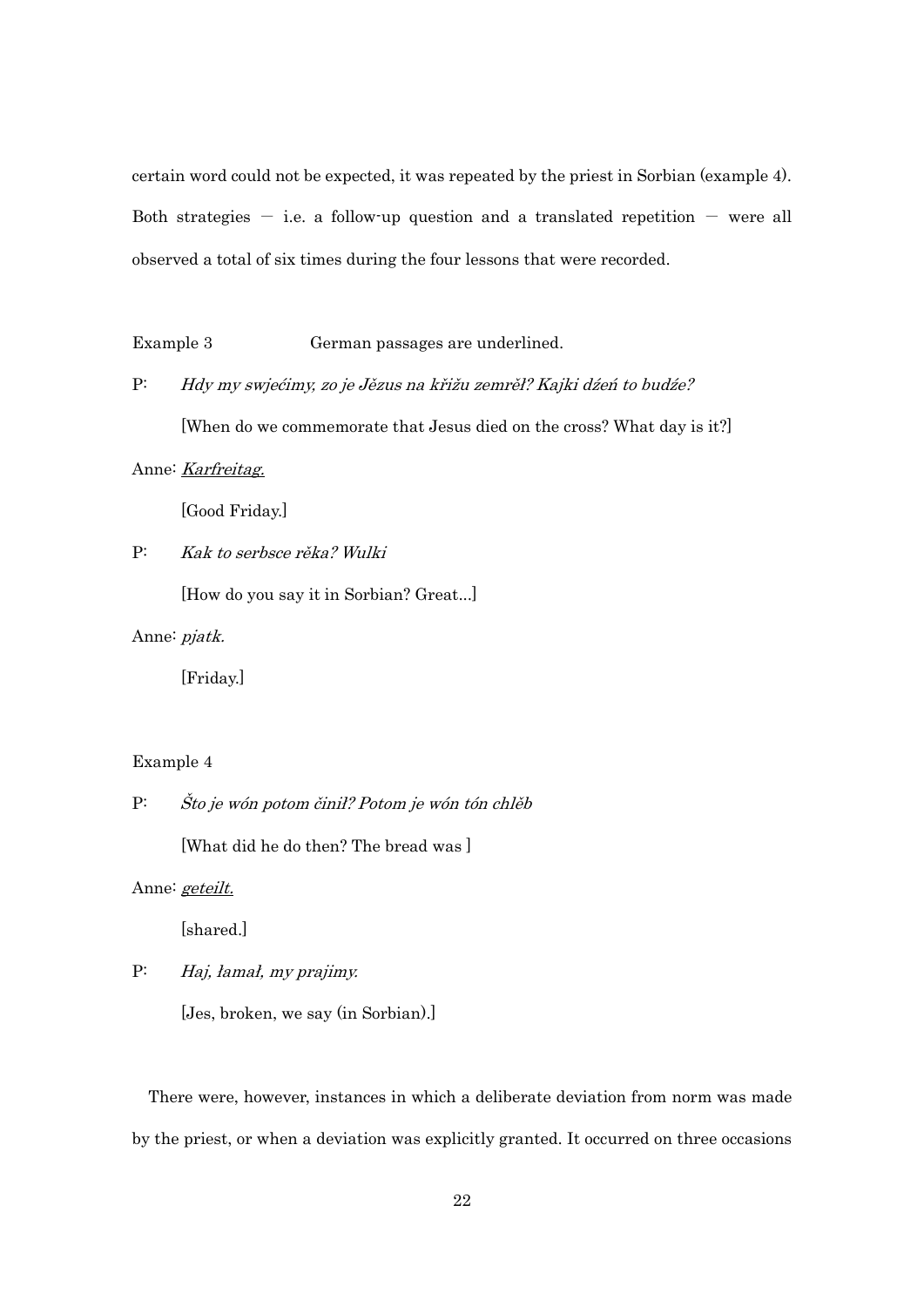certain word could not be expected, it was repeated by the priest in Sorbian (example 4). Both strategies — i.e. a follow-up question and a translated repetition — were all observed a total of six times during the four lessons that were recorded.

Example 3 German passages are underlined.

P: *Hdy my swjećimy, zo je Jězus na křižu zemrěł? Kajki dźeń to budźe?*

[When do we commemorate that Jesus died on the cross? What day is it?]

Anne: <u>*Karfreitag.*</u>

[Good Friday.]

P: *Kak to serbsce rěka? Wulki*

[How do you say it in Sorbian? Great...]

Anne: *pjatk.*

[Friday.]

Example 4

P: *Što je wón potom činił? Potom je wón tón chlěb*

[What did he do then? The bread was ]

Anne: <u>*geteilt.*</u>

[shared.]

P: *Haj, łamał, my prajimy.*

[Jes, broken, we say (in Sorbian).]

There were, however, instances in which a deliberate deviation from norm was made by the priest, or when a deviation was explicitly granted. It occurred on three occasions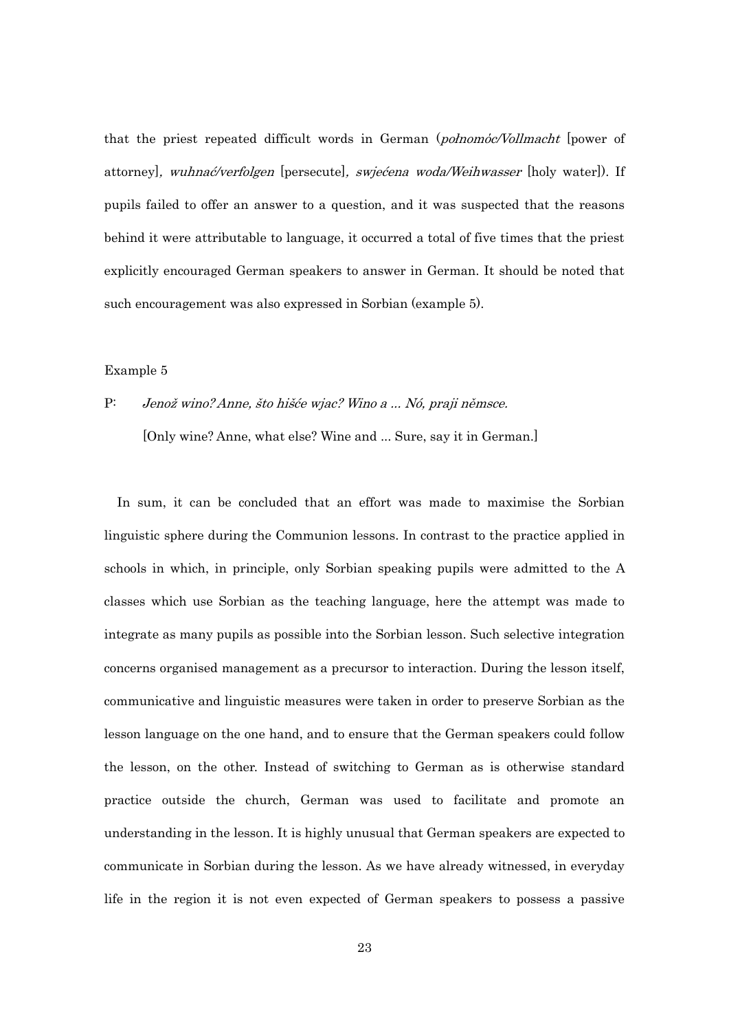that the priest repeated difficult words in German (*połnomóc/Vollmacht* [power of attorney], *wuhnać/verfolgen* [persecute], *swjećena woda/Weihwasser* [holy water]). If pupils failed to offer an answer to a question, and it was suspected that the reasons behind it were attributable to language, it occurred a total of five times that the priest explicitly encouraged German speakers to answer in German. It should be noted that such encouragement was also expressed in Sorbian (example 5).

Example 5

P: *Jenož wino? Anne, što hišće wjac? Wino a ... Nó, praji němsce.*

[Only wine? Anne, what else? Wine and ... Sure, say it in German.]

In sum, it can be concluded that an effort was made to maximise the Sorbian linguistic sphere during the Communion lessons. In contrast to the practice applied in schools in which, in principle, only Sorbian speaking pupils were admitted to the A classes which use Sorbian as the teaching language, here the attempt was made to integrate as many pupils as possible into the Sorbian lesson. Such selective integration concerns organised management as a precursor to interaction. During the lesson itself, communicative and linguistic measures were taken in order to preserve Sorbian as the lesson language on the one hand, and to ensure that the German speakers could follow the lesson, on the other. Instead of switching to German as is otherwise standard practice outside the church, German was used to facilitate and promote an understanding in the lesson. It is highly unusual that German speakers are expected to communicate in Sorbian during the lesson. As we have already witnessed, in everyday life in the region it is not even expected of German speakers to possess a passive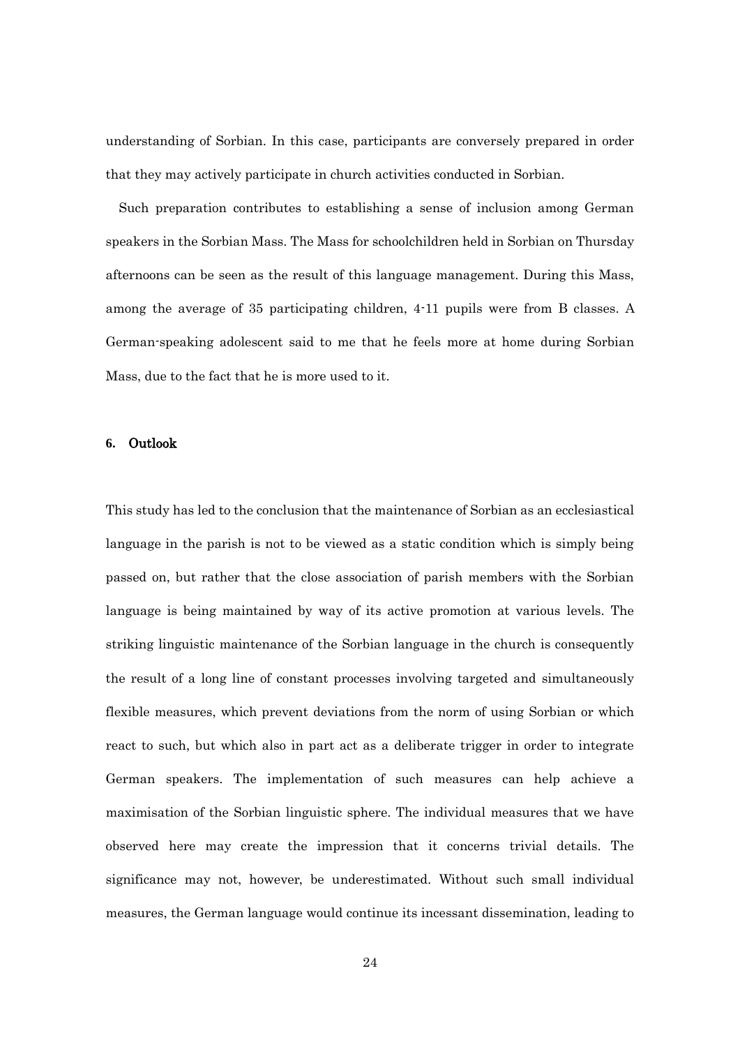understanding of Sorbian. In this case, participants are conversely prepared in order that they may actively participate in church activities conducted in Sorbian.

Such preparation contributes to establishing a sense of inclusion among German speakers in the Sorbian Mass. The Mass for schoolchildren held in Sorbian on Thursday afternoons can be seen as the result of this language management. During this Mass, among the average of 35 participating children, 4-11 pupils were from B classes. A German-speaking adolescent said to me that he feels more at home during Sorbian Mass, due to the fact that he is more used to it.

## 6. Outlook

This study has led to the conclusion that the maintenance of Sorbian as an ecclesiastical language in the parish is not to be viewed as a static condition which is simply being passed on, but rather that the close association of parish members with the Sorbian language is being maintained by way of its active promotion at various levels. The striking linguistic maintenance of the Sorbian language in the church is consequently the result of a long line of constant processes involving targeted and simultaneously flexible measures, which prevent deviations from the norm of using Sorbian or which react to such, but which also in part act as a deliberate trigger in order to integrate German speakers. The implementation of such measures can help achieve a maximisation of the Sorbian linguistic sphere. The individual measures that we have observed here may create the impression that it concerns trivial details. The significance may not, however, be underestimated. Without such small individual measures, the German language would continue its incessant dissemination, leading to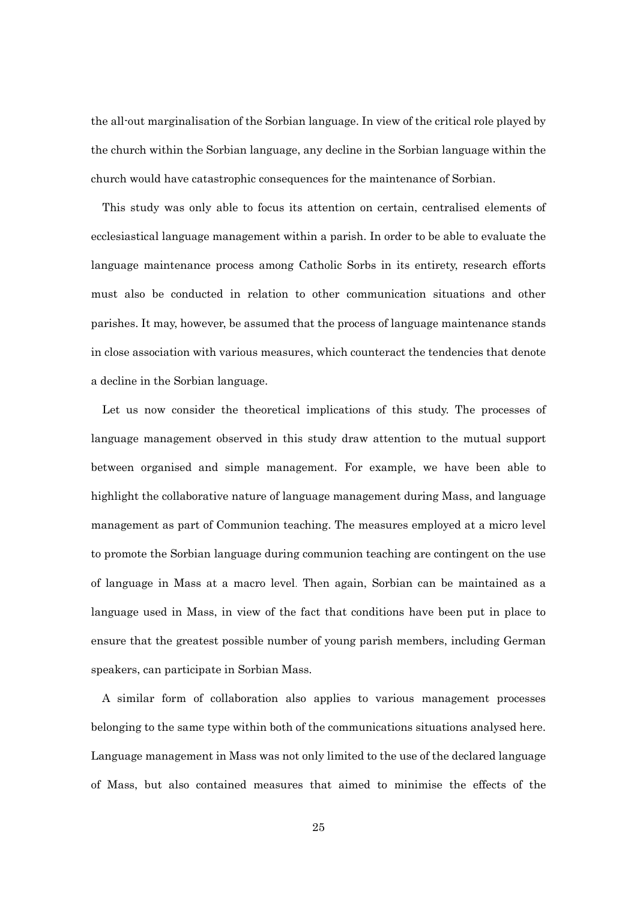the all-out marginalisation of the Sorbian language. In view of the critical role played by the church within the Sorbian language, any decline in the Sorbian language within the church would have catastrophic consequences for the maintenance of Sorbian.

This study was only able to focus its attention on certain, centralised elements of ecclesiastical language management within a parish. In order to be able to evaluate the language maintenance process among Catholic Sorbs in its entirety, research efforts must also be conducted in relation to other communication situations and other parishes. It may, however, be assumed that the process of language maintenance stands in close association with various measures, which counteract the tendencies that denote a decline in the Sorbian language.

Let us now consider the theoretical implications of this study. The processes of language management observed in this study draw attention to the mutual support between organised and simple management. For example, we have been able to highlight the collaborative nature of language management during Mass, and language management as part of Communion teaching. The measures employed at a micro level to promote the Sorbian language during communion teaching are contingent on the use of language in Mass at a macro level. Then again, Sorbian can be maintained as a language used in Mass, in view of the fact that conditions have been put in place to ensure that the greatest possible number of young parish members, including German speakers, can participate in Sorbian Mass.

A similar form of collaboration also applies to various management processes belonging to the same type within both of the communications situations analysed here. Language management in Mass was not only limited to the use of the declared language of Mass, but also contained measures that aimed to minimise the effects of the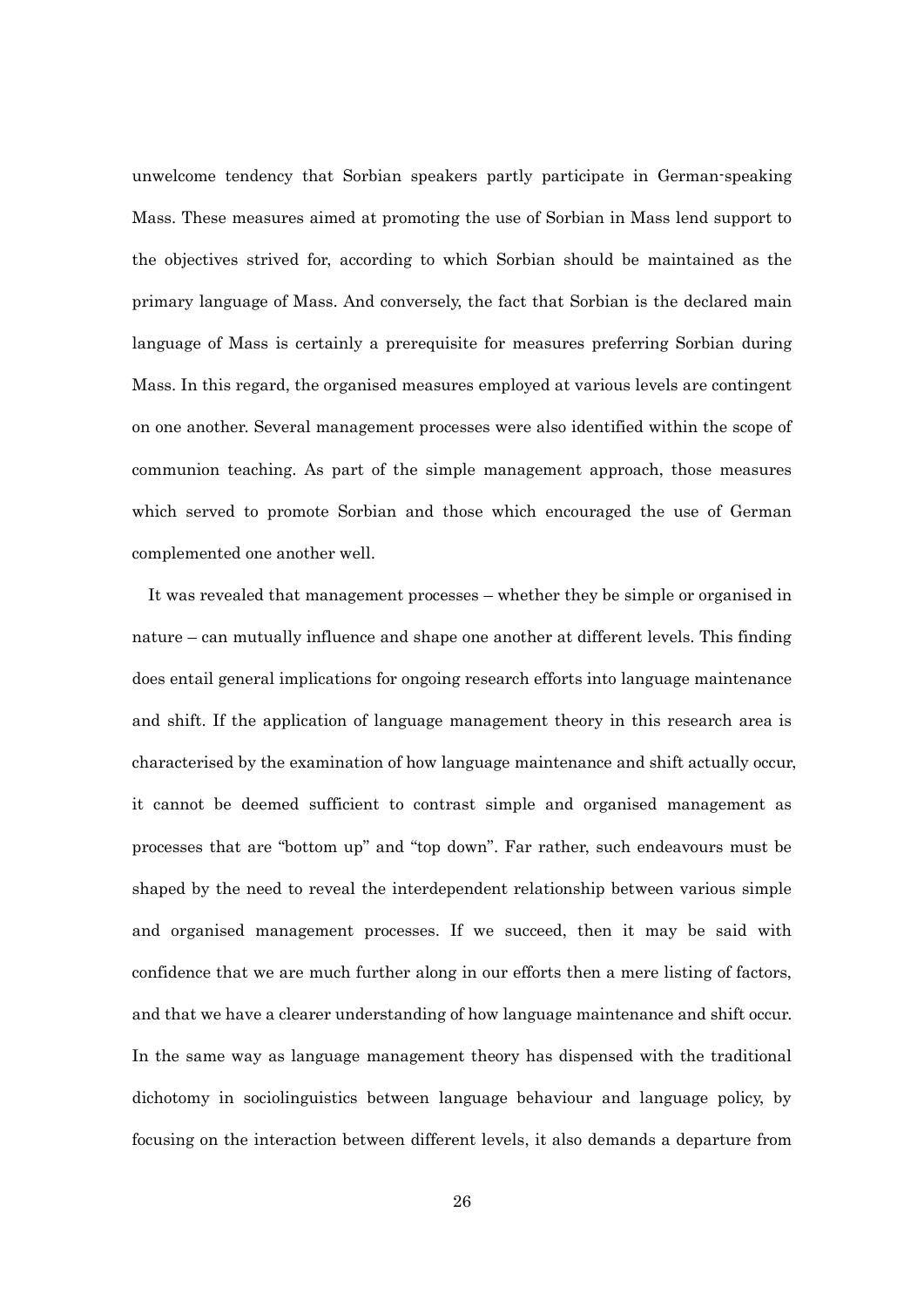unwelcome tendency that Sorbian speakers partly participate in German-speaking Mass. These measures aimed at promoting the use of Sorbian in Mass lend support to the objectives strived for, according to which Sorbian should be maintained as the primary language of Mass. And conversely, the fact that Sorbian is the declared main language of Mass is certainly a prerequisite for measures preferring Sorbian during Mass. In this regard, the organised measures employed at various levels are contingent on one another. Several management processes were also identified within the scope of communion teaching. As part of the simple management approach, those measures which served to promote Sorbian and those which encouraged the use of German complemented one another well.

It was revealed that management processes – whether they be simple or organised in nature – can mutually influence and shape one another at different levels. This finding does entail general implications for ongoing research efforts into language maintenance and shift. If the application of language management theory in this research area is characterised by the examination of how language maintenance and shift actually occur, it cannot be deemed sufficient to contrast simple and organised management as processes that are "bottom up" and "top down". Far rather, such endeavours must be shaped by the need to reveal the interdependent relationship between various simple and organised management processes. If we succeed, then it may be said with confidence that we are much further along in our efforts then a mere listing of factors, and that we have a clearer understanding of how language maintenance and shift occur. In the same way as language management theory has dispensed with the traditional dichotomy in sociolinguistics between language behaviour and language policy, by focusing on the interaction between different levels, it also demands a departure from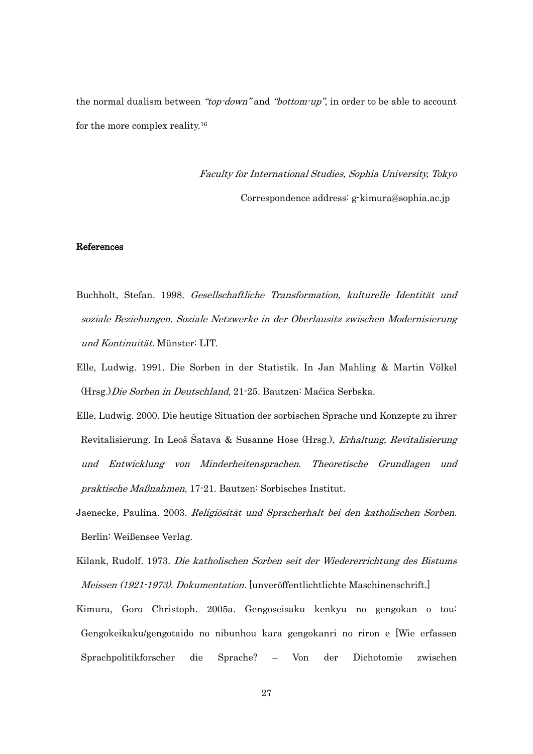the normal dualism between *"top-down"* and *"bottom-up"*, in order to be able to account for the more complex reality.[16]

*Faculty for International Studies, Sophia University, Tokyo*

Correspondence address: g-kimura@sophia.ac.jp

**References**

Buchholt, Stefan. 1998. *Gesellschaftliche Transformation, kulturelle Identität und soziale Beziehungen. Soziale Netzwerke in der Oberlausitz zwischen Modernisierung und Kontinuität.* Münster: LIT.

Elle, Ludwig. 1991. Die Sorben in der Statistik. In Jan Mahling & Martin Völkel (Hrsg.) *Die Sorben in Deutschland*, 21-25. Bautzen: Maćica Serbska.

Elle, Ludwig. 2000. Die heutige Situation der sorbischen Sprache und Konzepte zu ihrer Revitalisierung. In Leoš Šatava & Susanne Hose (Hrsg.), *Erhaltung, Revitalisierung und Entwicklung von Minderheitensprachen. Theoretische Grundlagen und praktische Maßnahmen*, 17-21. Bautzen: Sorbisches Institut.

Jaenecke, Paulina. 2003. *Religiösität und Spracherhalt bei den katholischen Sorben.* Berlin: Weißensee Verlag.

Kilank, Rudolf. 1973. *Die katholischen Sorben seit der Wiedererrichtung des Bistums Meissen (1921-1973). Dokumentation.* [unveröffentlichtlichte Maschinenschrift.]

Kimura, Goro Christoph. 2005a. Gengoseisaku kenkyu no gengokan o tou: Gengokeikaku/gengotaido no nibunhou kara gengokanri no riron e [Wie erfassen Sprachpolitikforscher die Sprache? – Von der Dichotomie zwischen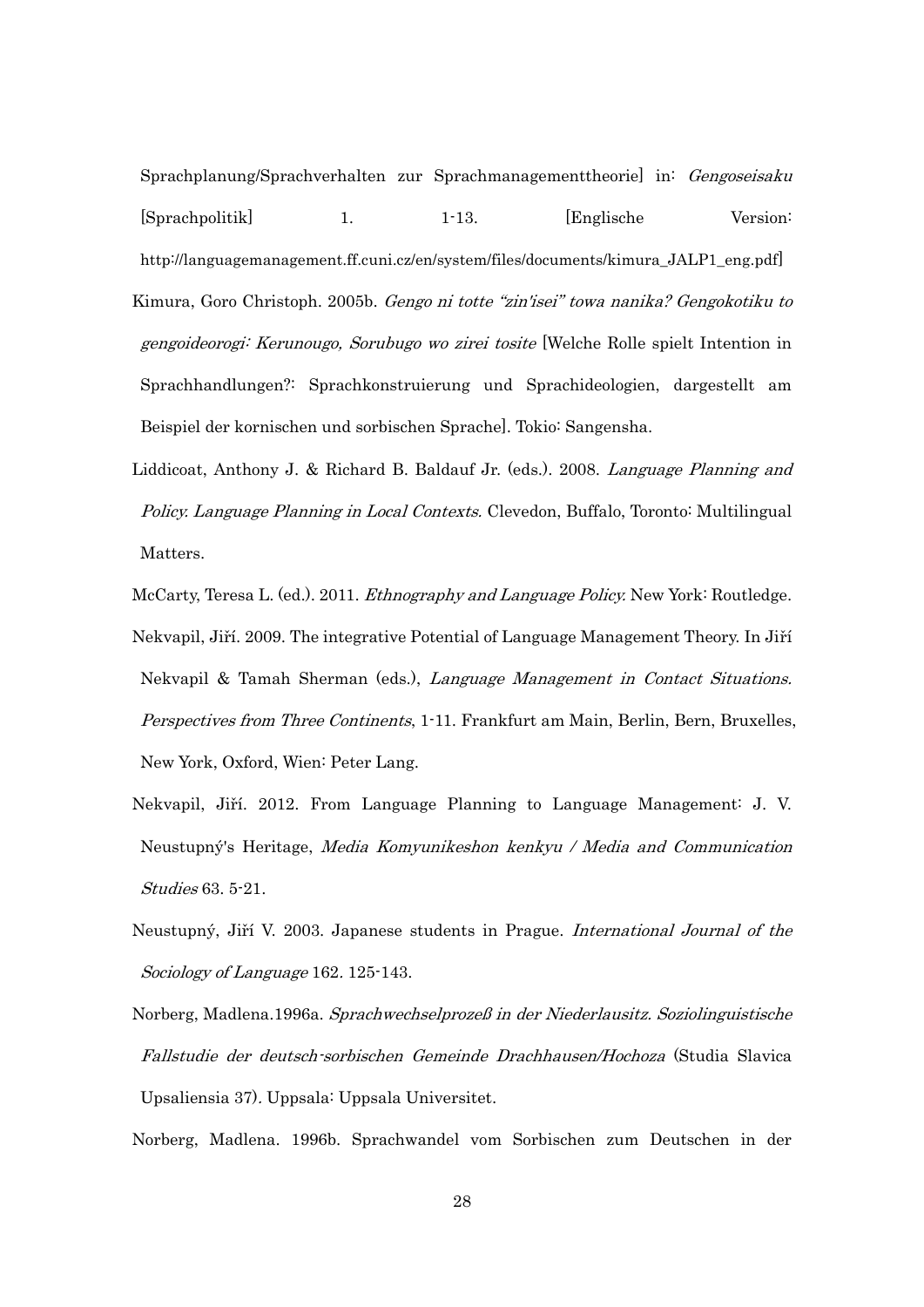Sprachplanung/Sprachverhalten zur Sprachmanagementtheorie] in: *Gengoseisaku* [Sprachpolitik] 1. 1-13. [Englische Version: http://languagemanagement.ff.cuni.cz/en/system/files/documents/kimura_JALP1_eng.pdf]

Kimura, Goro Christoph. 2005b. *Gengo ni totte "zin'isei" towa nanika? Gengokotiku to gengoideorogi: Kerunougo, Sorubugo wo zirei tosite* [Welche Rolle spielt Intention in Sprachhandlungen?: Sprachkonstruierung und Sprachideologien, dargestellt am Beispiel der kornischen und sorbischen Sprache]. Tokio: Sangensha.

Liddicoat, Anthony J. & Richard B. Baldauf Jr. (eds.). 2008. *Language Planning and Policy. Language Planning in Local Contexts.* Clevedon, Buffalo, Toronto: Multilingual Matters.

McCarty, Teresa L. (ed.). 2011. *Ethnography and Language Policy.* New York: Routledge.

Nekvapil, Jiří. 2009. The integrative Potential of Language Management Theory. In Jiří Nekvapil & Tamah Sherman (eds.), *Language Management in Contact Situations. Perspectives from Three Continents*, 1-11. Frankfurt am Main, Berlin, Bern, Bruxelles, New York, Oxford, Wien: Peter Lang.

Nekvapil, Jiří. 2012. From Language Planning to Language Management: J. V. Neustupný's Heritage, *Media Komyunikeshon kenkyu / Media and Communication Studies* 63. 5-21.

Neustupný, Jiří V. 2003. Japanese students in Prague. *International Journal of the Sociology of Language* 162. 125-143.

Norberg, Madlena.1996a. *Sprachwechselprozeß in der Niederlausitz. Soziolinguistische Fallstudie der deutsch-sorbischen Gemeinde Drachhausen/Hochoza* (Studia Slavica Upsaliensia 37). Uppsala: Uppsala Universitet.

Norberg, Madlena. 1996b. Sprachwandel vom Sorbischen zum Deutschen in der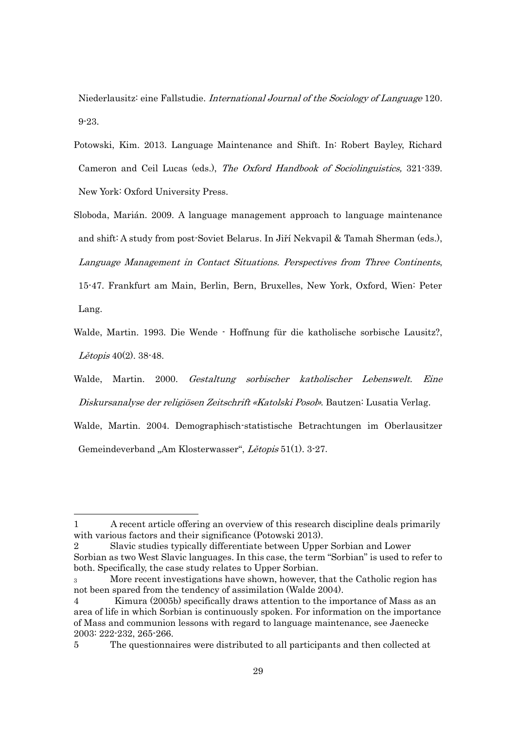Niederlausitz: eine Fallstudie. *International Journal of the Sociology of Language* 120. 9-23.

Potowski, Kim. 2013. Language Maintenance and Shift. In: Robert Bayley, Richard Cameron and Ceil Lucas (eds.), *The Oxford Handbook of Sociolinguistics,* 321-339. New York: Oxford University Press.

Sloboda, Marián. 2009. A language management approach to language maintenance and shift: A study from post-Soviet Belarus. In Jiří Nekvapil & Tamah Sherman (eds.), *Language Management in Contact Situations. Perspectives from Three Continents*, 15-47. Frankfurt am Main, Berlin, Bern, Bruxelles, New York, Oxford, Wien: Peter Lang.

Walde, Martin. 1993. Die Wende - Hoffnung für die katholische sorbische Lausitz?, *Lětopis* 40(2). 38-48.

Walde, Martin. 2000. *Gestaltung sorbischer katholischer Lebenswelt. Eine Diskursanalyse der religiösen Zeitschrift «Katolski Posol»*. Bautzen: Lusatia Verlag.

Walde, Martin. 2004. Demographisch-statistische Betrachtungen im Oberlausitzer Gemeindeverband „Am Klosterwasser", *Lětopis* 51(1). 3-27.

---

1 A recent article offering an overview of this research discipline deals primarily with various factors and their significance (Potowski 2013).

2 Slavic studies typically differentiate between Upper Sorbian and Lower Sorbian as two West Slavic languages. In this case, the term "Sorbian" is used to refer to both. Specifically, the case study relates to Upper Sorbian.

3 More recent investigations have shown, however, that the Catholic region has not been spared from the tendency of assimilation (Walde 2004).

4 Kimura (2005b) specifically draws attention to the importance of Mass as an area of life in which Sorbian is continuously spoken. For information on the importance of Mass and communion lessons with regard to language maintenance, see Jaenecke 2003: 222-232, 265-266.

5 The questionnaires were distributed to all participants and then collected at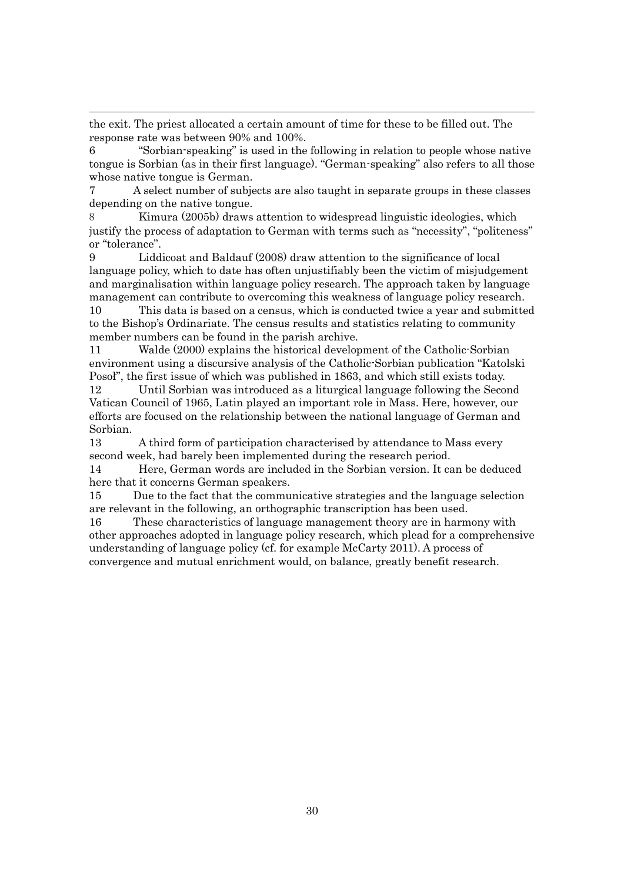the exit. The priest allocated a certain amount of time for these to be filled out. The response rate was between 90% and 100%.

6 "Sorbian-speaking" is used in the following in relation to people whose native tongue is Sorbian (as in their first language). "German-speaking" also refers to all those whose native tongue is German.

7 A select number of subjects are also taught in separate groups in these classes depending on the native tongue.

8 Kimura (2005b) draws attention to widespread linguistic ideologies, which justify the process of adaptation to German with terms such as "necessity", "politeness" or "tolerance".

9 Liddicoat and Baldauf (2008) draw attention to the significance of local language policy, which to date has often unjustifiably been the victim of misjudgement and marginalisation within language policy research. The approach taken by language management can contribute to overcoming this weakness of language policy research.

10 This data is based on a census, which is conducted twice a year and submitted to the Bishop's Ordinariate. The census results and statistics relating to community member numbers can be found in the parish archive.

11 Walde (2000) explains the historical development of the Catholic-Sorbian environment using a discursive analysis of the Catholic-Sorbian publication "Katolski Posoł", the first issue of which was published in 1863, and which still exists today.

12 Until Sorbian was introduced as a liturgical language following the Second Vatican Council of 1965, Latin played an important role in Mass. Here, however, our efforts are focused on the relationship between the national language of German and Sorbian.

13 A third form of participation characterised by attendance to Mass every second week, had barely been implemented during the research period.

14 Here, German words are included in the Sorbian version. It can be deduced here that it concerns German speakers.

15 Due to the fact that the communicative strategies and the language selection are relevant in the following, an orthographic transcription has been used.

16 These characteristics of language management theory are in harmony with other approaches adopted in language policy research, which plead for a comprehensive understanding of language policy (cf. for example McCarty 2011). A process of convergence and mutual enrichment would, on balance, greatly benefit research.